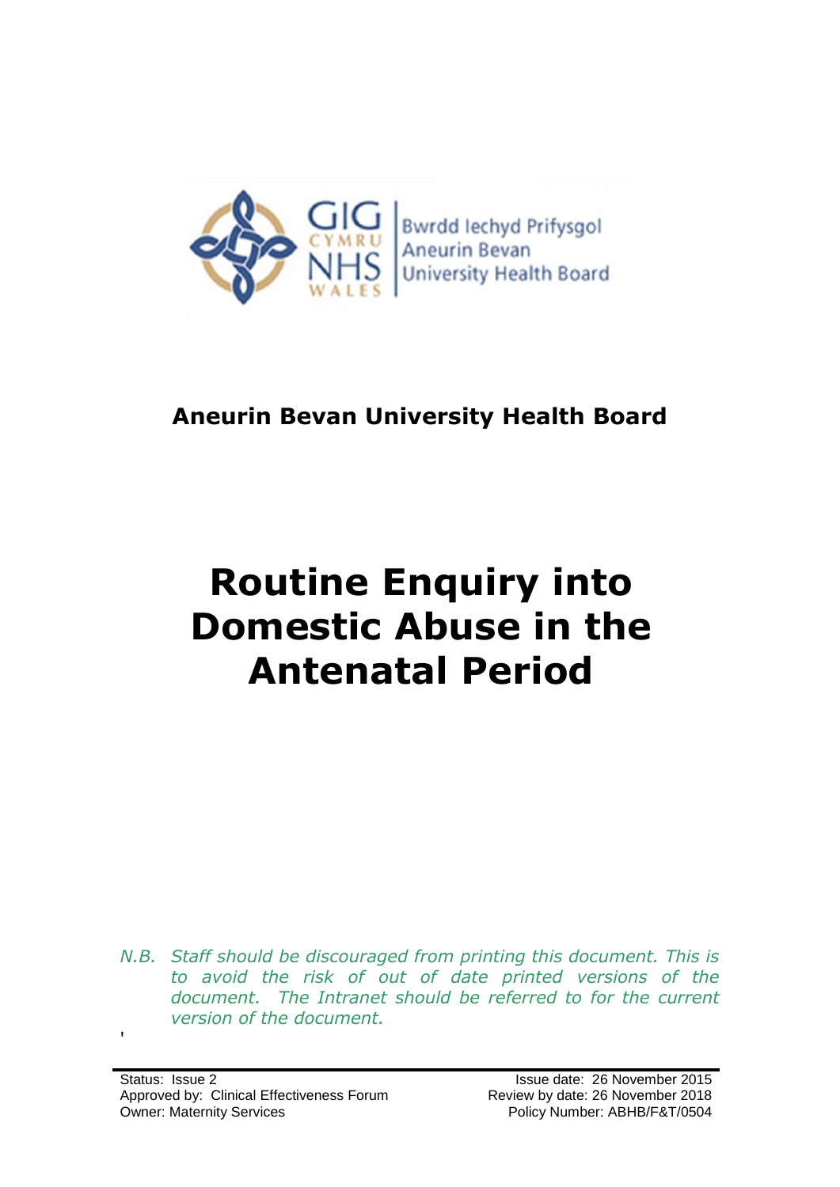**Aneurin Bevan University Health Board**

# Routine Enquiry into Domestic Abuse in the Antenatal Period

*N.B. Staff should be discouraged from printing this document. This is to avoid the risk of out of date printed versions of the document. The Intranet should be referred to for the current version of the document.*

Status: Issue 2
Approved by: Clinical Effectiveness Forum
Owner: Maternity Services

Issue date: 26 November 2015
Review by date: 26 November 2018
Policy Number: ABHB/F&T/0504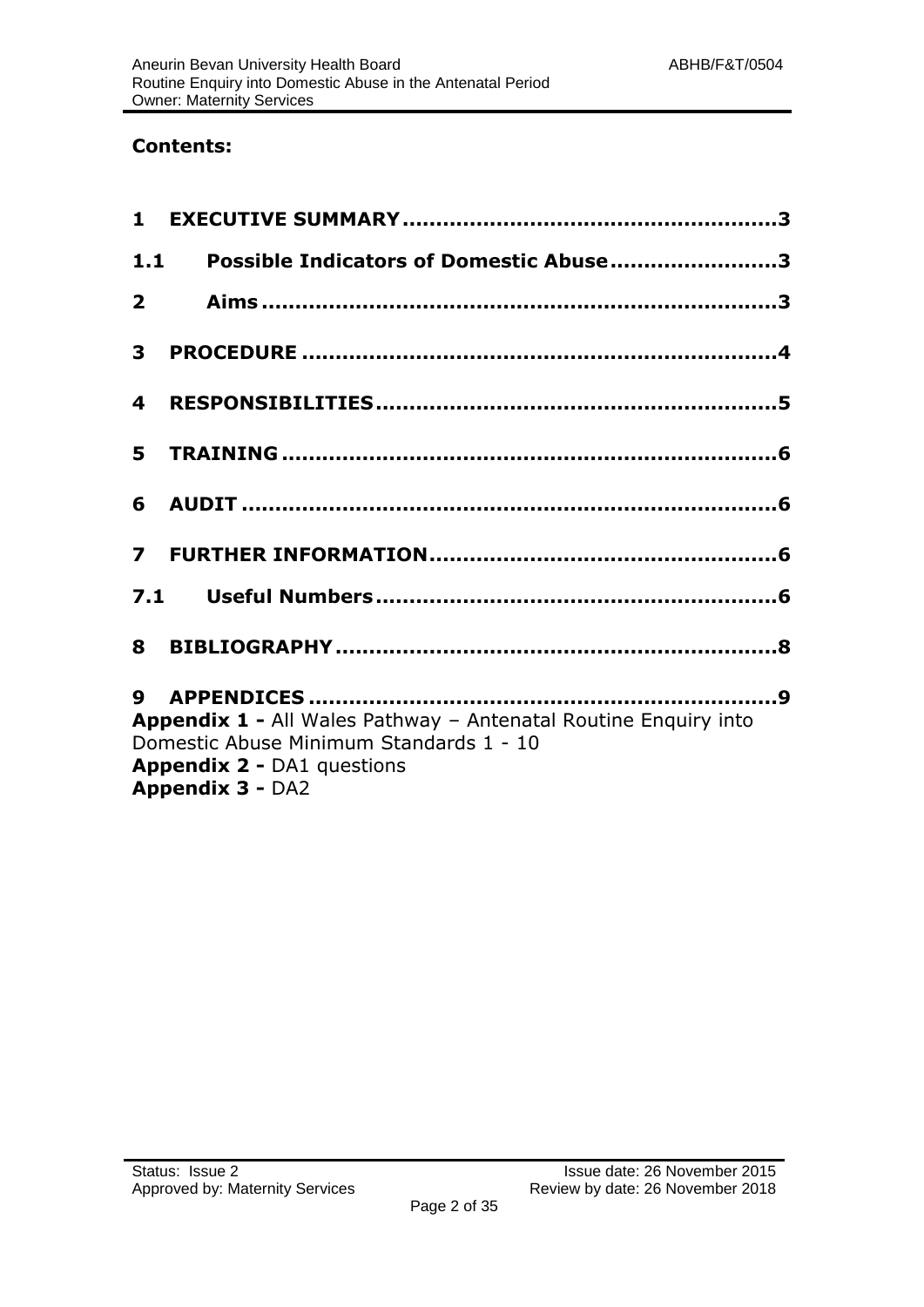**Contents:**

| | | |
|---|---|---|
| **1** | **EXECUTIVE SUMMARY** | **3** |
| **1.1** | **Possible Indicators of Domestic Abuse** | **3** |
| **2** | **Aims** | **3** |
| **3** | **PROCEDURE** | **4** |
| **4** | **RESPONSIBILITIES** | **5** |
| **5** | **TRAINING** | **6** |
| **6** | **AUDIT** | **6** |
| **7** | **FURTHER INFORMATION** | **6** |
| **7.1** | **Useful Numbers** | **6** |
| **8** | **BIBLIOGRAPHY** | **8** |
| **9** | **APPENDICES** | **9** |

**Appendix 1 -** All Wales Pathway – Antenatal Routine Enquiry into Domestic Abuse Minimum Standards 1 - 10
**Appendix 2 -** DA1 questions
**Appendix 3 -** DA2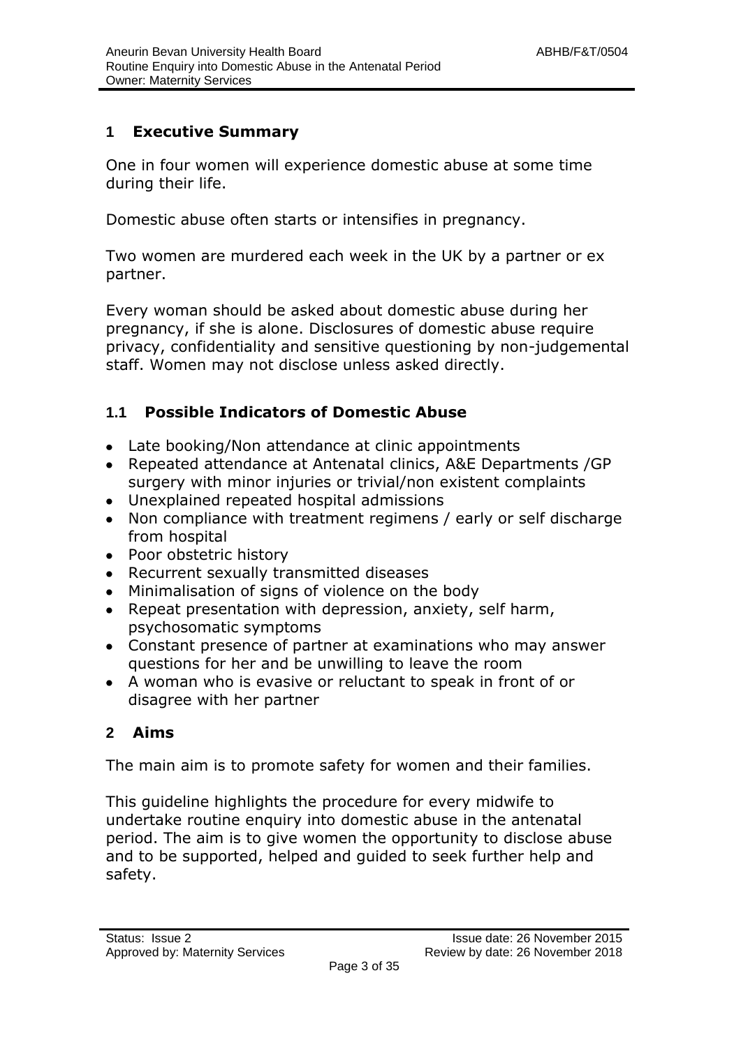## 1 Executive Summary

One in four women will experience domestic abuse at some time during their life.

Domestic abuse often starts or intensifies in pregnancy.

Two women are murdered each week in the UK by a partner or ex partner.

Every woman should be asked about domestic abuse during her pregnancy, if she is alone. Disclosures of domestic abuse require privacy, confidentiality and sensitive questioning by non-judgemental staff. Women may not disclose unless asked directly.

### 1.1 Possible Indicators of Domestic Abuse

- Late booking/Non attendance at clinic appointments
- Repeated attendance at Antenatal clinics, A&E Departments /GP surgery with minor injuries or trivial/non existent complaints
- Unexplained repeated hospital admissions
- Non compliance with treatment regimens / early or self discharge from hospital
- Poor obstetric history
- Recurrent sexually transmitted diseases
- Minimalisation of signs of violence on the body
- Repeat presentation with depression, anxiety, self harm, psychosomatic symptoms
- Constant presence of partner at examinations who may answer questions for her and be unwilling to leave the room
- A woman who is evasive or reluctant to speak in front of or disagree with her partner

## 2 Aims

The main aim is to promote safety for women and their families.

This guideline highlights the procedure for every midwife to undertake routine enquiry into domestic abuse in the antenatal period. The aim is to give women the opportunity to disclose abuse and to be supported, helped and guided to seek further help and safety.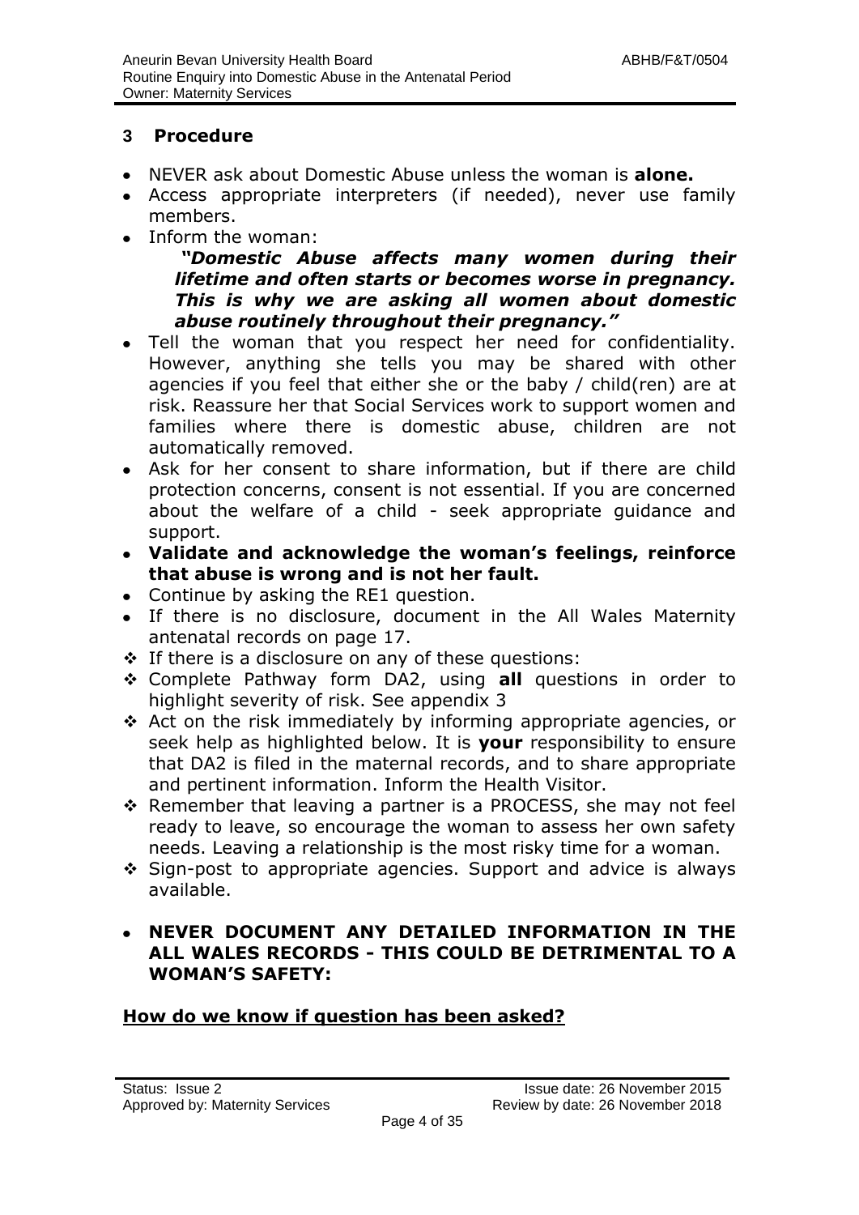## 3 Procedure

- NEVER ask about Domestic Abuse unless the woman is **alone.**
- Access appropriate interpreters (if needed), never use family members.
- Inform the woman:

  ***"Domestic Abuse affects many women during their lifetime and often starts or becomes worse in pregnancy. This is why we are asking all women about domestic abuse routinely throughout their pregnancy."***

- Tell the woman that you respect her need for confidentiality. However, anything she tells you may be shared with other agencies if you feel that either she or the baby / child(ren) are at risk. Reassure her that Social Services work to support women and families where there is domestic abuse, children are not automatically removed.
- Ask for her consent to share information, but if there are child protection concerns, consent is not essential. If you are concerned about the welfare of a child - seek appropriate guidance and support.
- **Validate and acknowledge the woman's feelings, reinforce that abuse is wrong and is not her fault.**
- Continue by asking the RE1 question.
- If there is no disclosure, document in the All Wales Maternity antenatal records on page 17.

- ❖ If there is a disclosure on any of these questions:
- ❖ Complete Pathway form DA2, using **all** questions in order to highlight severity of risk. See appendix 3
- ❖ Act on the risk immediately by informing appropriate agencies, or seek help as highlighted below. It is **your** responsibility to ensure that DA2 is filed in the maternal records, and to share appropriate and pertinent information. Inform the Health Visitor.
- ❖ Remember that leaving a partner is a PROCESS, she may not feel ready to leave, so encourage the woman to assess her own safety needs. Leaving a relationship is the most risky time for a woman.
- ❖ Sign-post to appropriate agencies. Support and advice is always available.

- **NEVER DOCUMENT ANY DETAILED INFORMATION IN THE ALL WALES RECORDS - THIS COULD BE DETRIMENTAL TO A WOMAN'S SAFETY:**

**How do we know if question has been asked?**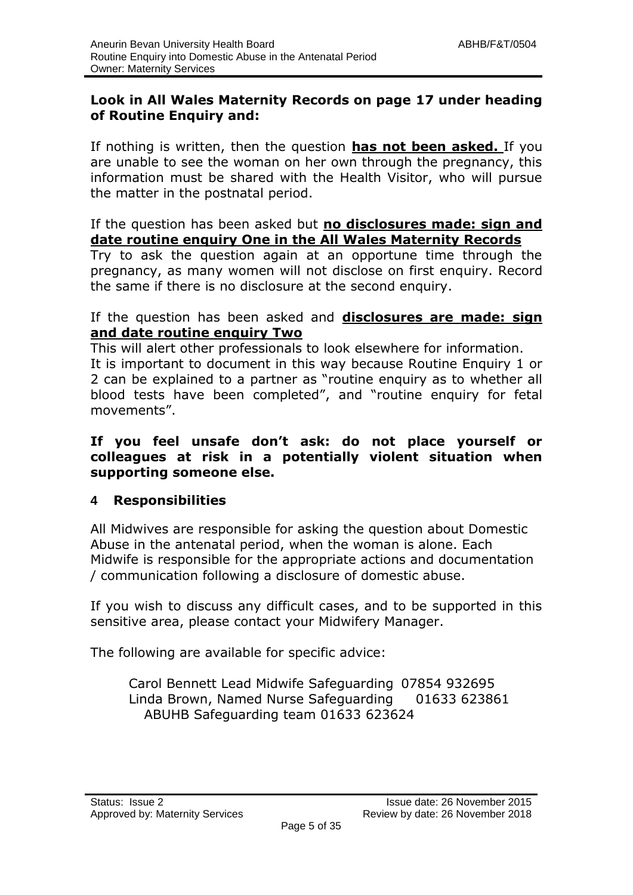**Look in All Wales Maternity Records on page 17 under heading of Routine Enquiry and:**

If nothing is written, then the question **has not been asked.** If you are unable to see the woman on her own through the pregnancy, this information must be shared with the Health Visitor, who will pursue the matter in the postnatal period.

If the question has been asked but **no disclosures made: sign and date routine enquiry One in the All Wales Maternity Records**

Try to ask the question again at an opportune time through the pregnancy, as many women will not disclose on first enquiry. Record the same if there is no disclosure at the second enquiry.

If the question has been asked and **disclosures are made: sign and date routine enquiry Two**

This will alert other professionals to look elsewhere for information.

It is important to document in this way because Routine Enquiry 1 or 2 can be explained to a partner as "routine enquiry as to whether all blood tests have been completed", and "routine enquiry for fetal movements".

**If you feel unsafe don't ask: do not place yourself or colleagues at risk in a potentially violent situation when supporting someone else.**

## 4 Responsibilities

All Midwives are responsible for asking the question about Domestic Abuse in the antenatal period, when the woman is alone. Each Midwife is responsible for the appropriate actions and documentation / communication following a disclosure of domestic abuse.

If you wish to discuss any difficult cases, and to be supported in this sensitive area, please contact your Midwifery Manager.

The following are available for specific advice:

Carol Bennett Lead Midwife Safeguarding 07854 932695
Linda Brown, Named Nurse Safeguarding 01633 623861
ABUHB Safeguarding team 01633 623624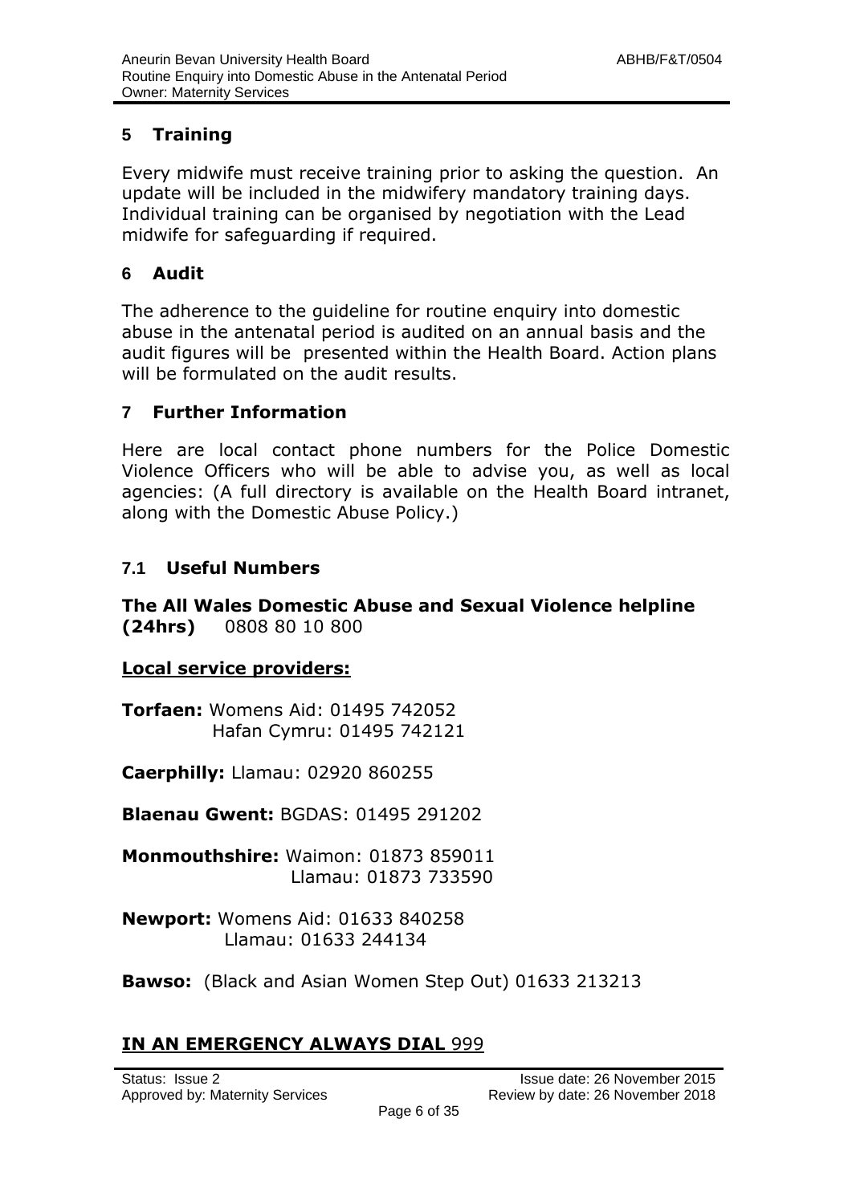## 5 Training

Every midwife must receive training prior to asking the question. An update will be included in the midwifery mandatory training days. Individual training can be organised by negotiation with the Lead midwife for safeguarding if required.

## 6 Audit

The adherence to the guideline for routine enquiry into domestic abuse in the antenatal period is audited on an annual basis and the audit figures will be presented within the Health Board. Action plans will be formulated on the audit results.

## 7 Further Information

Here are local contact phone numbers for the Police Domestic Violence Officers who will be able to advise you, as well as local agencies: (A full directory is available on the Health Board intranet, along with the Domestic Abuse Policy.)

### 7.1 Useful Numbers

**The All Wales Domestic Abuse and Sexual Violence helpline (24hrs)** 0808 80 10 800

**Local service providers:**

**Torfaen:** Womens Aid: 01495 742052
Hafan Cymru: 01495 742121

**Caerphilly:** Llamau: 02920 860255

**Blaenau Gwent:** BGDAS: 01495 291202

**Monmouthshire:** Waimon: 01873 859011
Llamau: 01873 733590

**Newport:** Womens Aid: 01633 840258
Llamau: 01633 244134

**Bawso:** (Black and Asian Women Step Out) 01633 213213

**IN AN EMERGENCY ALWAYS DIAL** 999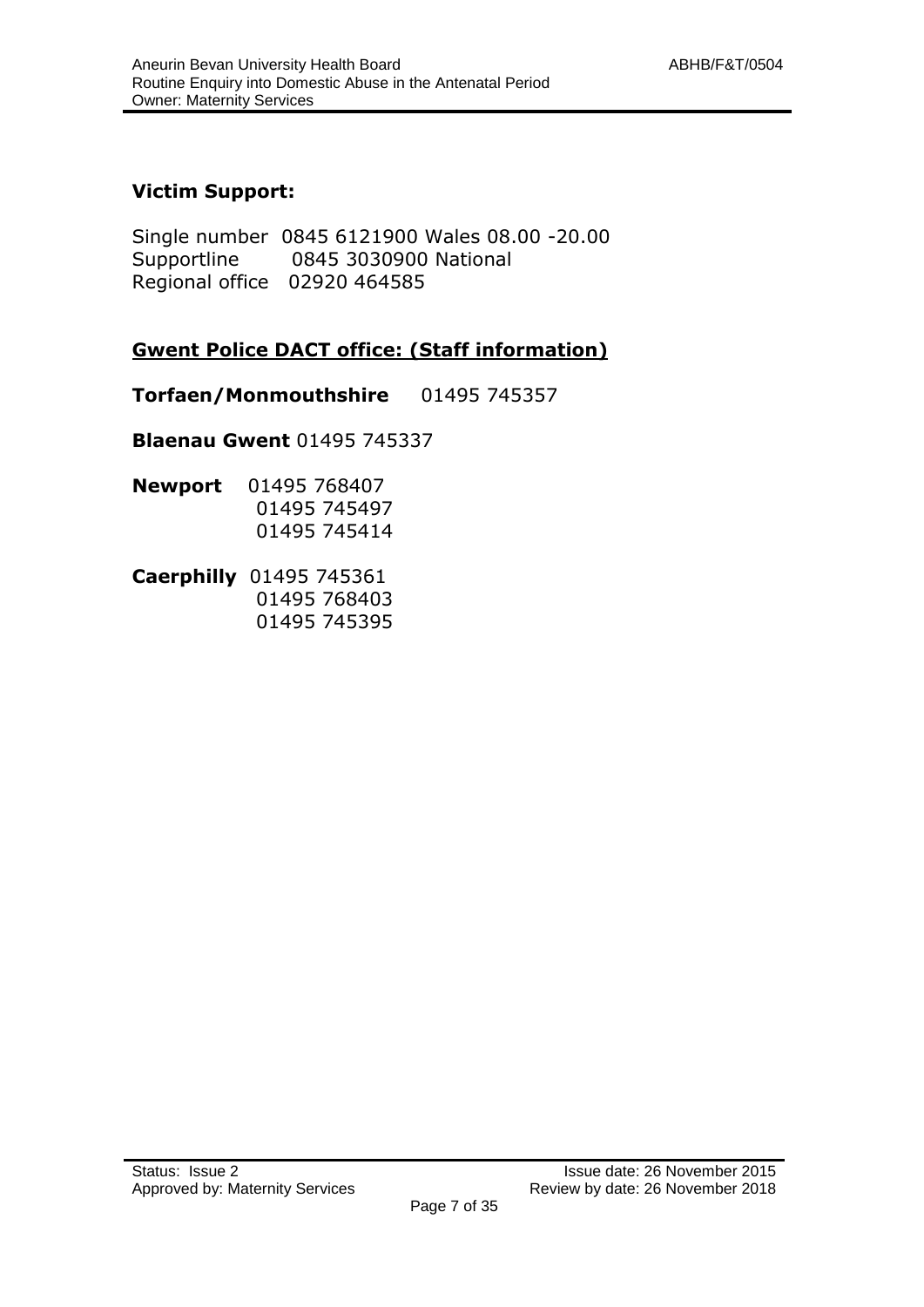**Victim Support:**

Single number 0845 6121900 Wales 08.00 -20.00
Supportline 0845 3030900 National
Regional office 02920 464585

**Gwent Police DACT office: (Staff information)**

**Torfaen/Monmouthshire** 01495 745357

**Blaenau Gwent** 01495 745337

**Newport** 01495 768407
01495 745497
01495 745414

**Caerphilly** 01495 745361
01495 768403
01495 745395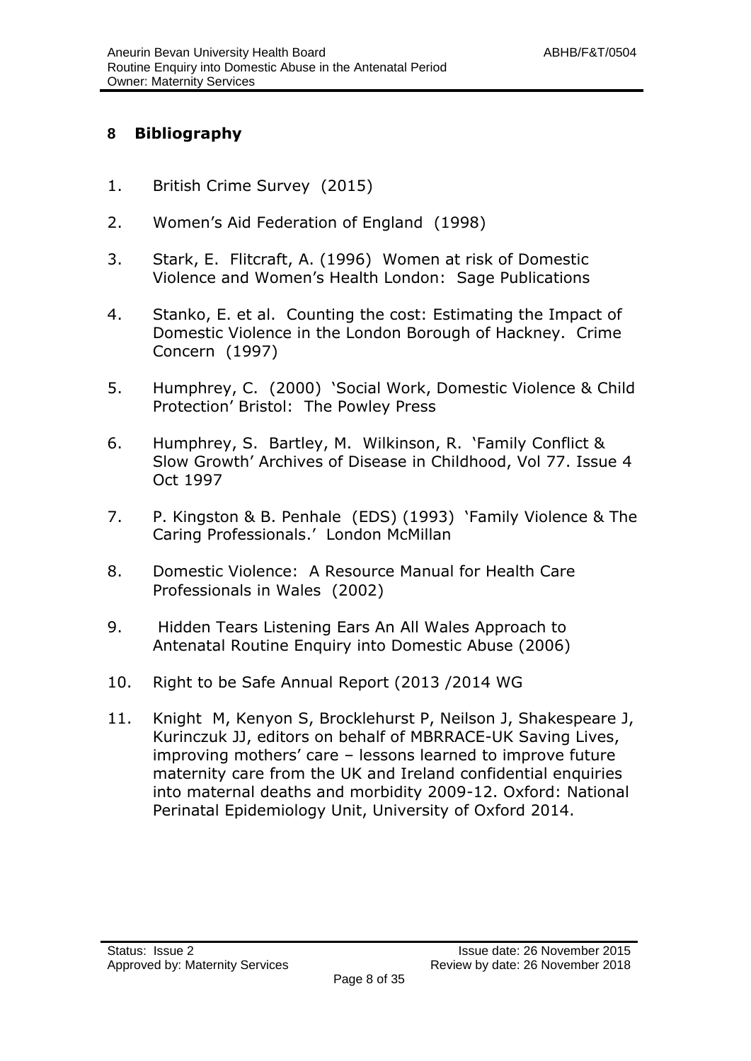## 8 Bibliography

1. British Crime Survey (2015)
2. Women's Aid Federation of England (1998)
3. Stark, E. Flitcraft, A. (1996) Women at risk of Domestic Violence and Women's Health London: Sage Publications
4. Stanko, E. et al. Counting the cost: Estimating the Impact of Domestic Violence in the London Borough of Hackney. Crime Concern (1997)
5. Humphrey, C. (2000) 'Social Work, Domestic Violence & Child Protection' Bristol: The Powley Press
6. Humphrey, S. Bartley, M. Wilkinson, R. 'Family Conflict & Slow Growth' Archives of Disease in Childhood, Vol 77. Issue 4 Oct 1997
7. P. Kingston & B. Penhale (EDS) (1993) 'Family Violence & The Caring Professionals.' London McMillan
8. Domestic Violence: A Resource Manual for Health Care Professionals in Wales (2002)
9. Hidden Tears Listening Ears An All Wales Approach to Antenatal Routine Enquiry into Domestic Abuse (2006)
10. Right to be Safe Annual Report (2013 /2014 WG
11. Knight M, Kenyon S, Brocklehurst P, Neilson J, Shakespeare J, Kurinczuk JJ, editors on behalf of MBRRACE-UK Saving Lives, improving mothers' care – lessons learned to improve future maternity care from the UK and Ireland confidential enquiries into maternal deaths and morbidity 2009-12. Oxford: National Perinatal Epidemiology Unit, University of Oxford 2014.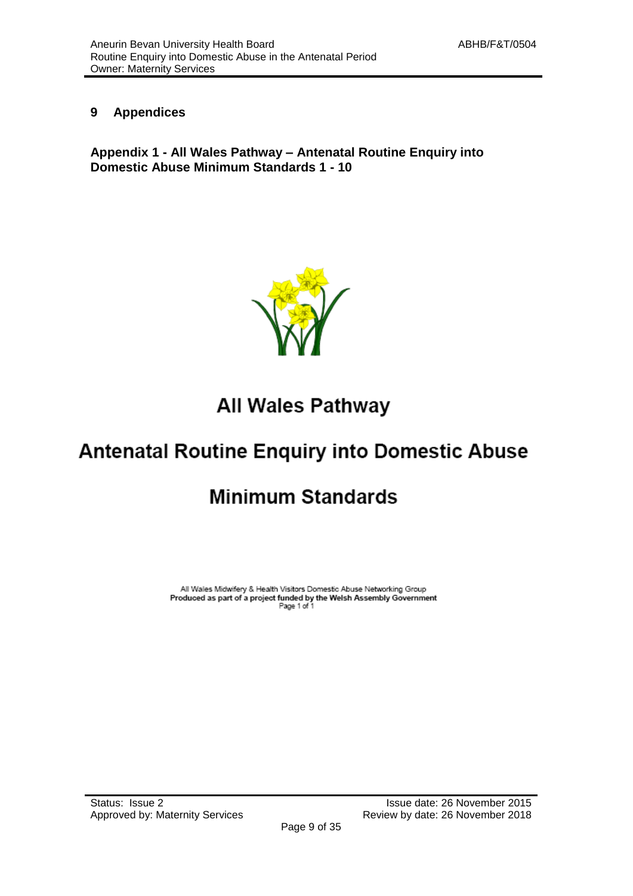## 9 Appendices

### Appendix 1 - All Wales Pathway – Antenatal Routine Enquiry into Domestic Abuse Minimum Standards 1 - 10

# All Wales Pathway

# Antenatal Routine Enquiry into Domestic Abuse

# Minimum Standards

All Wales Midwifery & Health Visitors Domestic Abuse Networking Group
**Produced as part of a project funded by the Welsh Assembly Government**
Page 1 of 1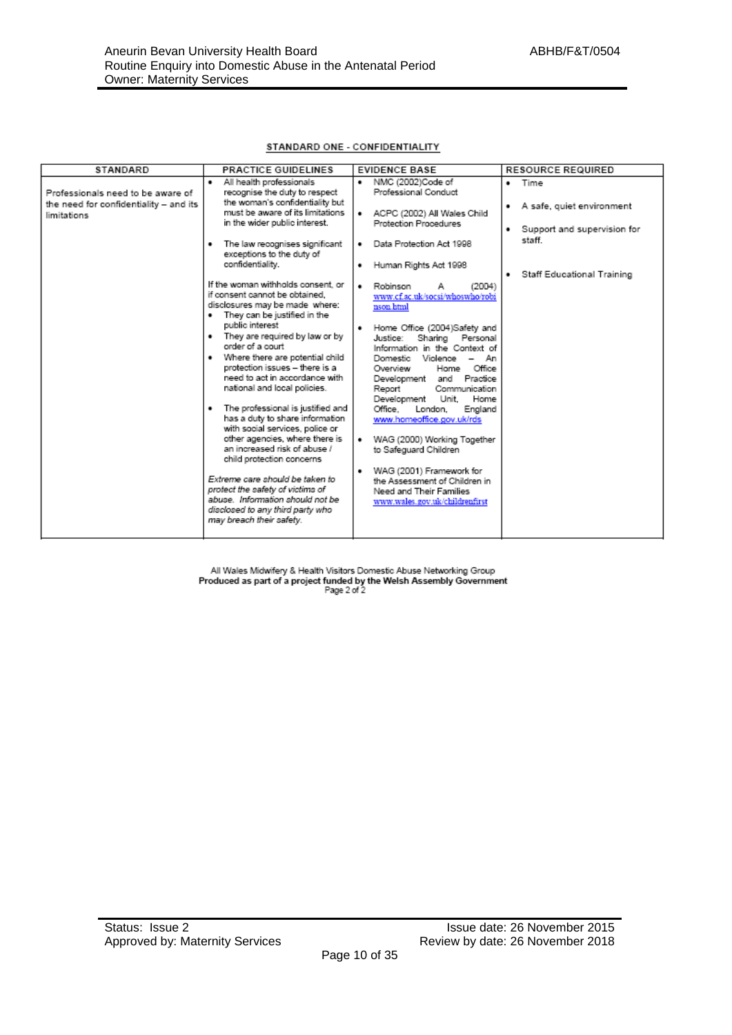**STANDARD ONE - CONFIDENTIALITY**

| STANDARD | PRACTICE GUIDELINES | EVIDENCE BASE | RESOURCE REQUIRED |
|---|---|---|---|
| Professionals need to be aware of the need for confidentiality – and its limitations | • All health professionals recognise the duty to respect the woman's confidentiality but must be aware of its limitations in the wider public interest.<br><br>• The law recognises significant exceptions to the duty of confidentiality.<br><br>If the woman withholds consent, or if consent cannot be obtained, disclosures may be made where:<br>• They can be justified in the public interest<br>• They are required by law or by order of a court<br>• Where there are potential child protection issues – there is a need to act in accordance with national and local policies.<br><br>• The professional is justified and has a duty to share information with social services, police or other agencies, where there is an increased risk of abuse / child protection concerns<br><br>*Extreme care should be taken to protect the safety of victims of abuse. Information should not be disclosed to any third party who may breach their safety.* | • NMC (2002)Code of Professional Conduct<br><br>• ACPC (2002) All Wales Child Protection Procedures<br><br>• Data Protection Act 1998<br><br>• Human Rights Act 1998<br><br>• Robinson A (2004) www.cf.ac.uk/socsi/whoswho/robinson.html<br><br>• Home Office (2004)Safety and Justice: Sharing Personal Information in the Context of Domestic Violence – An Overview Home Office Development and Practice Report Communication Development Unit, Home Office, London, England www.homeoffice.gov.uk/rds<br><br>• WAG (2000) Working Together to Safeguard Children<br><br>• WAG (2001) Framework for the Assessment of Children in Need and Their Families www.wales.gov.uk/childrenfirst | • Time<br><br>• A safe, quiet environment<br><br>• Support and supervision for staff.<br><br>• Staff Educational Training |

All Wales Midwifery & Health Visitors Domestic Abuse Networking Group
**Produced as part of a project funded by the Welsh Assembly Government**
Page 2 of 2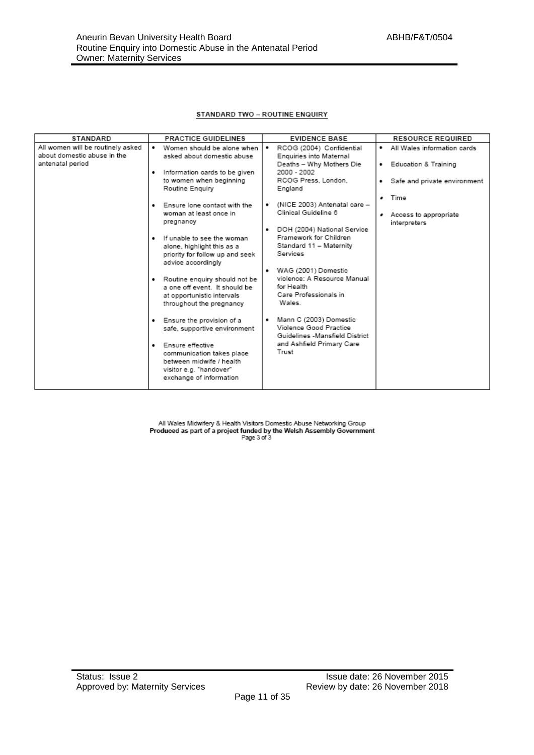## STANDARD TWO – ROUTINE ENQUIRY

| STANDARD | PRACTICE GUIDELINES | EVIDENCE BASE | RESOURCE REQUIRED |
| --- | --- | --- | --- |
| All women will be routinely asked about domestic abuse in the antenatal period | • Women should be alone when asked about domestic abuse<br>• Information cards to be given to women when beginning Routine Enquiry<br>• Ensure lone contact with the woman at least once in pregnancy<br>• If unable to see the woman alone, highlight this as a priority for follow up and seek advice accordingly<br>• Routine enquiry should not be a one off event. It should be at opportunistic intervals throughout the pregnancy<br>• Ensure the provision of a safe, supportive environment<br>• Ensure effective communication takes place between midwife / health visitor e.g. "handover" exchange of information | • RCOG (2004) Confidential Enquiries into Maternal Deaths – Why Mothers Die 2000 - 2002 RCOG Press, London, England<br>• (NICE 2003) Antenatal care – Clinical Guideline 6<br>• DOH (2004) National Service Framework for Children Standard 11 – Maternity Services<br>• WAG (2001) Domestic violence: A Resource Manual for Health Care Professionals in Wales.<br>• Mann C (2003) Domestic Violence Good Practice Guidelines -Mansfield District and Ashfield Primary Care Trust | • All Wales information cards<br>• Education & Training<br>• Safe and private environment<br>• Time<br>• Access to appropriate interpreters |

All Wales Midwifery & Health Visitors Domestic Abuse Networking Group
**Produced as part of a project funded by the Welsh Assembly Government**
Page 3 of 3

Status: Issue 2
Approved by: Maternity Services
Issue date: 26 November 2015
Review by date: 26 November 2018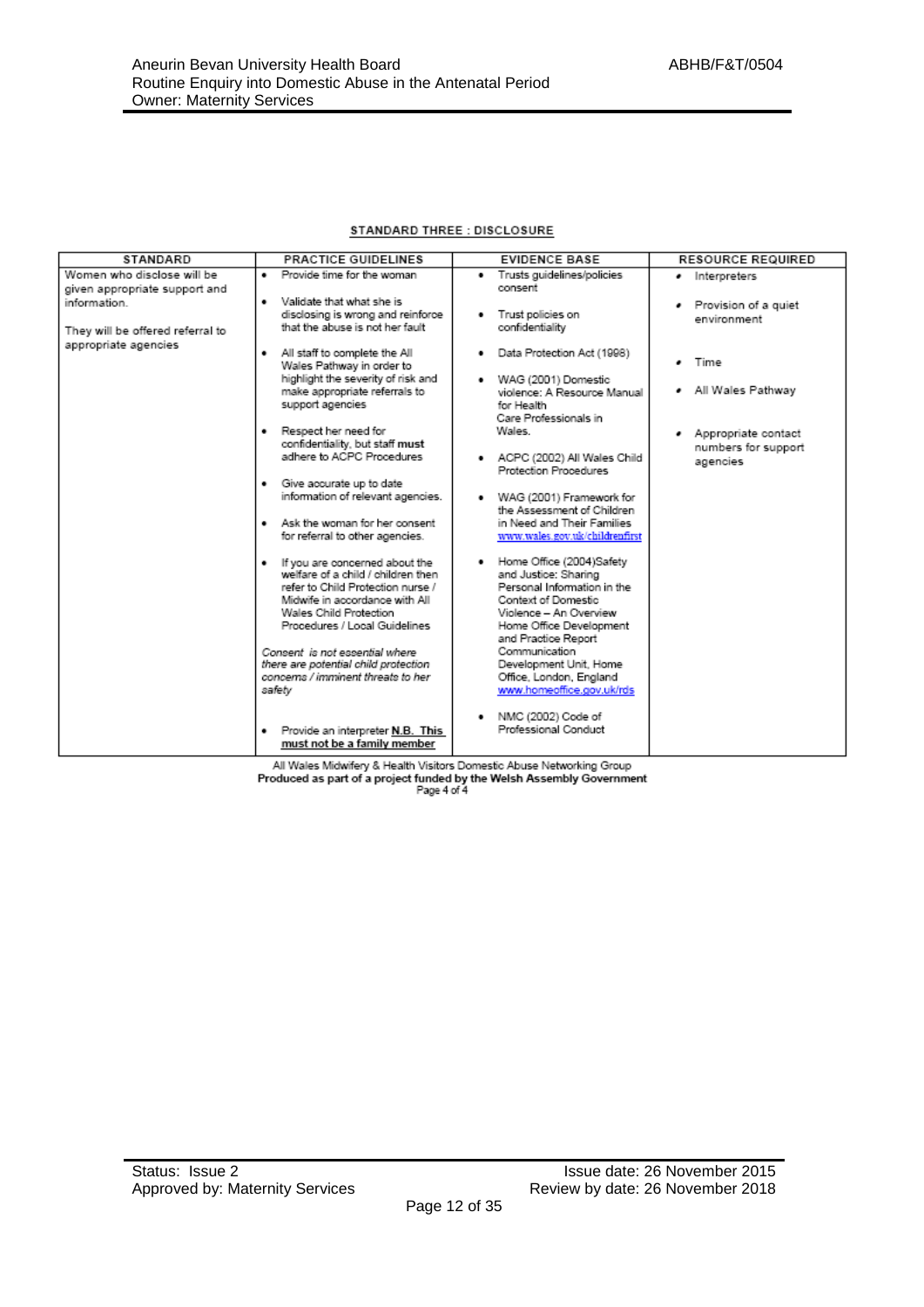## STANDARD THREE : DISCLOSURE

| STANDARD | PRACTICE GUIDELINES | EVIDENCE BASE | RESOURCE REQUIRED |
|---|---|---|---|
| Women who disclose will be given appropriate support and information.<br><br>They will be offered referral to appropriate agencies | • Provide time for the woman<br><br>• Validate that what she is disclosing is wrong and reinforce that the abuse is not her fault<br><br>• All staff to complete the All Wales Pathway in order to highlight the severity of risk and make appropriate referrals to support agencies<br><br>• Respect her need for confidentiality, but staff **must** adhere to ACPC Procedures<br><br>• Give accurate up to date information of relevant agencies.<br><br>• Ask the woman for her consent for referral to other agencies.<br><br>• If you are concerned about the welfare of a child / children then refer to Child Protection nurse / Midwife in accordance with All Wales Child Protection Procedures / Local Guidelines<br><br>*Consent is not essential where there are potential child protection concerns / imminent threats to her safety*<br><br>• Provide an interpreter **N.B. This must not be a family member** | • Trusts guidelines/policies consent<br><br>• Trust policies on confidentiality<br><br>• Data Protection Act (1998)<br><br>• WAG (2001) Domestic violence: A Resource Manual for Health Care Professionals in Wales.<br><br>• ACPC (2002) All Wales Child Protection Procedures<br><br>• WAG (2001) Framework for the Assessment of Children in Need and Their Families www.wales.gov.uk/childrenfirst<br><br>• Home Office (2004)Safety and Justice: Sharing Personal Information in the Context of Domestic Violence – An Overview Home Office Development and Practice Report Communication Development Unit, Home Office, London, England www.homeoffice.gov.uk/rds<br><br>• NMC (2002) Code of Professional Conduct | • Interpreters<br><br>• Provision of a quiet environment<br><br>• Time<br><br>• All Wales Pathway<br><br>• Appropriate contact numbers for support agencies |

All Wales Midwifery & Health Visitors Domestic Abuse Networking Group
**Produced as part of a project funded by the Welsh Assembly Government**
Page 4 of 4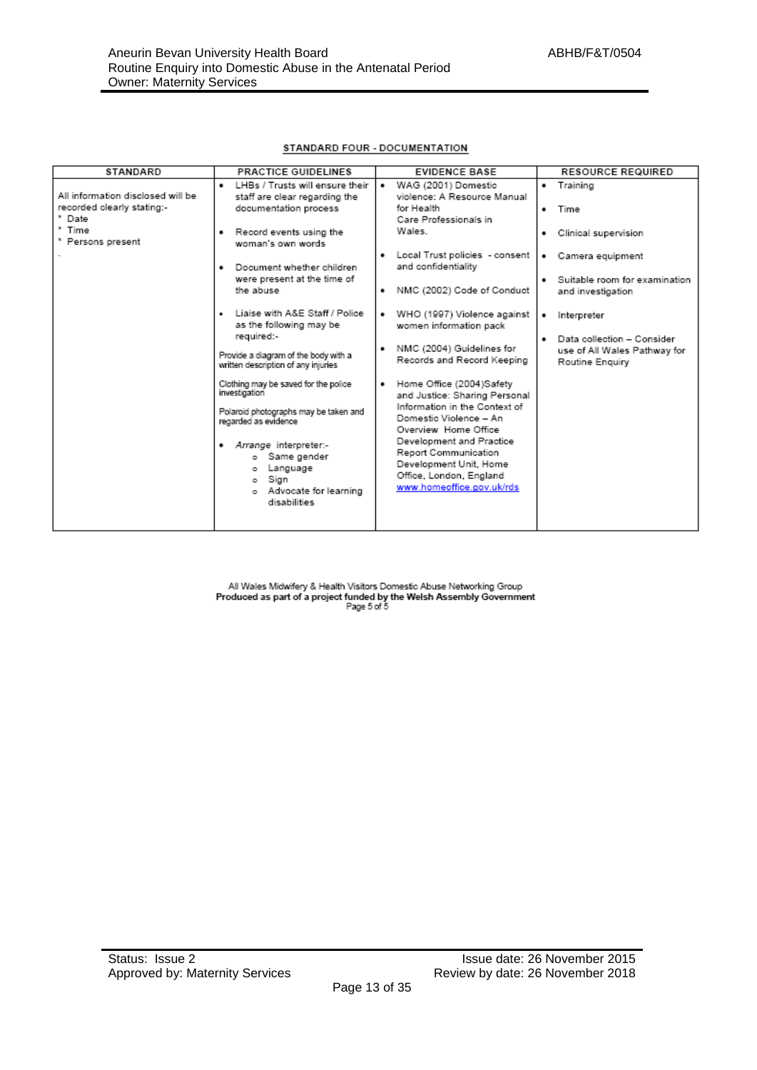## STANDARD FOUR - DOCUMENTATION

| STANDARD | PRACTICE GUIDELINES | EVIDENCE BASE | RESOURCE REQUIRED |
|---|---|---|---|
| All information disclosed will be recorded clearly stating:-<br>* Date<br>* Time<br>* Persons present<br>. | • LHBs / Trusts will ensure their staff are clear regarding the documentation process<br><br>• Record events using the woman's own words<br><br>• Document whether children were present at the time of the abuse<br><br>• Liaise with A&E Staff / Police as the following may be required:-<br><br>Provide a diagram of the body with a written description of any injuries<br><br>Clothing may be saved for the police investigation<br><br>Polaroid photographs may be taken and regarded as evidence<br><br>• *Arrange* interpreter:-<br>  o Same gender<br>  o Language<br>  o Sign<br>  o Advocate for learning disabilities | • WAG (2001) Domestic violence: A Resource Manual for Health Care Professionals in Wales.<br><br>• Local Trust policies - consent and confidentiality<br><br>• NMC (2002) Code of Conduct<br><br>• WHO (1997) Violence against women information pack<br><br>• NMC (2004) Guidelines for Records and Record Keeping<br><br>• Home Office (2004)Safety and Justice: Sharing Personal Information in the Context of Domestic Violence – An Overview Home Office Development and Practice Report Communication Development Unit, Home Office, London, England www.homeoffice.gov.uk/rds | • Training<br><br>• Time<br><br>• Clinical supervision<br><br>• Camera equipment<br><br>• Suitable room for examination and investigation<br><br>• Interpreter<br><br>• Data collection – Consider use of All Wales Pathway for Routine Enquiry |

All Wales Midwifery & Health Visitors Domestic Abuse Networking Group
**Produced as part of a project funded by the Welsh Assembly Government**
Page 5 of 5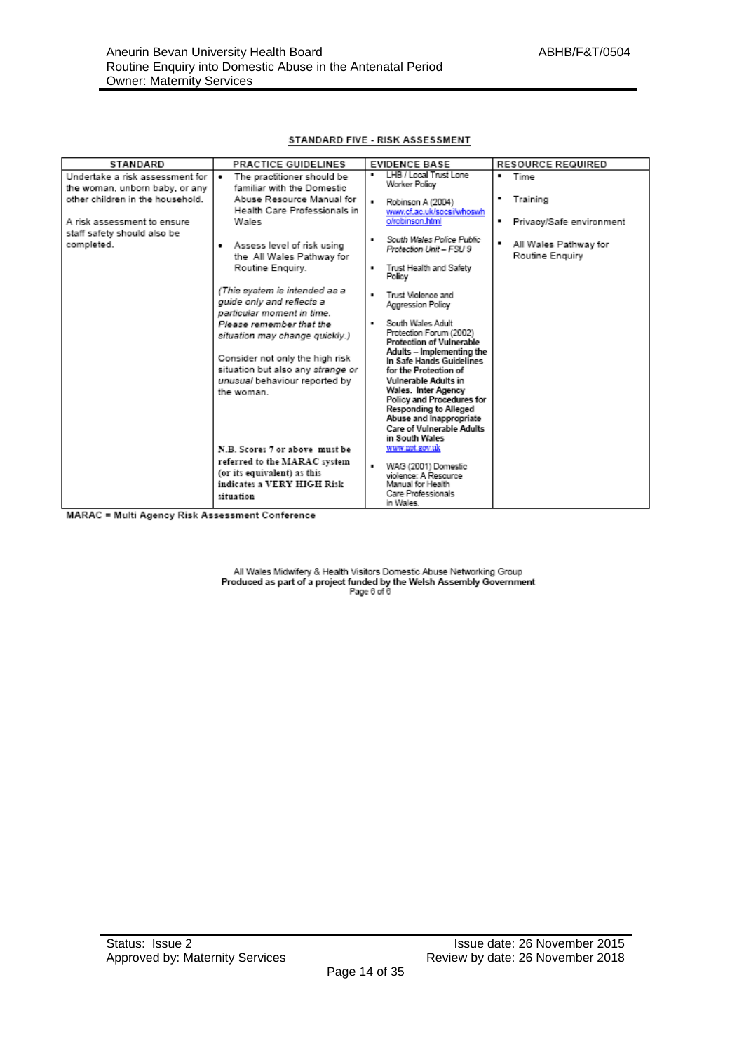## STANDARD FIVE - RISK ASSESSMENT

| STANDARD | PRACTICE GUIDELINES | EVIDENCE BASE | RESOURCE REQUIRED |
|---|---|---|---|
| Undertake a risk assessment for the woman, unborn baby, or any other children in the household.<br><br>A risk assessment to ensure staff safety should also be completed. | • The practitioner should be familiar with the Domestic Abuse Resource Manual for Health Care Professionals in Wales<br><br>• Assess level of risk using the All Wales Pathway for Routine Enquiry.<br><br>*(This system is intended as a guide only and reflects a particular moment in time. Please remember that the situation may change quickly.)*<br><br>Consider not only the high risk situation but also any *strange* or *unusual* behaviour reported by the woman.<br><br>**N.B. Scores 7 or above must be referred to the MARAC system (or its equivalent) as this indicates a VERY HIGH Risk situation** | ▪ LHB / Local Trust Lone Worker Policy<br><br>▪ Robinson A (2004) www.cf.ac.uk/socsi/whoswho/robinson.html<br><br>▪ *South Wales Police Public Protection Unit – FSU 9*<br><br>▪ Trust Health and Safety Policy<br><br>▪ Trust Violence and Aggression Policy<br><br>▪ South Wales Adult Protection Forum (2002) **Protection of Vulnerable Adults – Implementing the In Safe Hands Guidelines for the Protection of Vulnerable Adults in Wales. Inter Agency Policy and Procedures for Responding to Alleged Abuse and Inappropriate Care of Vulnerable Adults in South Wales** www.npt.gov.uk<br><br>▪ WAG (2001) Domestic violence: A Resource Manual for Health Care Professionals in Wales. | ▪ Time<br><br>▪ Training<br><br>▪ Privacy/Safe environment<br><br>▪ All Wales Pathway for Routine Enquiry |

MARAC = Multi Agency Risk Assessment Conference

All Wales Midwifery & Health Visitors Domestic Abuse Networking Group
**Produced as part of a project funded by the Welsh Assembly Government**
Page 6 of 6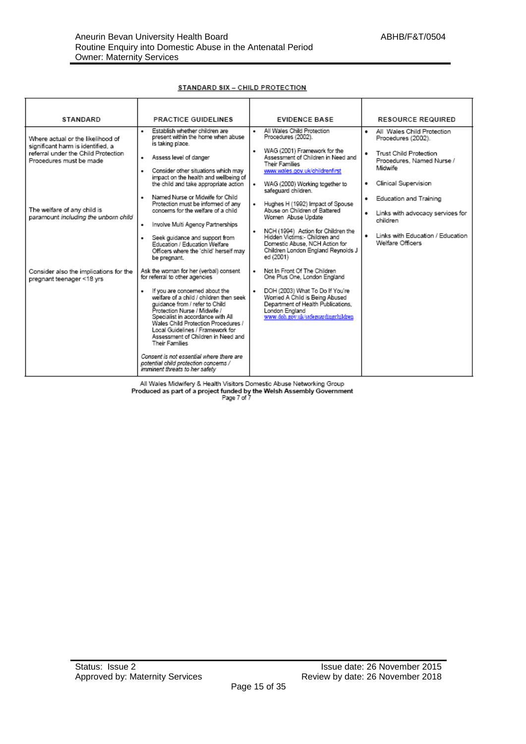## STANDARD SIX – CHILD PROTECTION

| STANDARD | PRACTICE GUIDELINES | EVIDENCE BASE | RESOURCE REQUIRED |
|---|---|---|---|
| Where actual or the likelihood of significant harm is identified, a referral under the Child Protection Procedures must be made<br><br>The welfare of any child is paramount *including the unborn child*<br><br>Consider also the implications for the pregnant teenager <18 yrs | • Establish whether children are present within the home when abuse is taking place.<br>• Assess level of danger<br>• Consider other situations which may impact on the health and wellbeing of the child and take appropriate action<br>• Named Nurse or Midwife for Child Protection must be informed of any concerns for the welfare of a child<br>• Involve Multi Agency Partnerships<br>• Seek guidance and support from Education / Education Welfare Officers where the 'child' herself may be pregnant.<br><br>Ask the woman for her (verbal) consent for referral to other agencies<br>• If you are concerned about the welfare of a child / children then seek guidance from / refer to Child Protection Nurse / Midwife / Specialist in accordance with All Wales Child Protection Procedures / Local Guidelines / Framework for Assessment of Children in Need and Their Families<br><br>*Consent is not essential where there are potential child protection concerns / imminent threats to her safety* | • All Wales Child Protection Procedures (2002).<br>• WAG (2001) Framework for the Assessment of Children in Need and Their Families www.wales.gov.uk/childrenfirst<br>• WAG (2000) Working together to safeguard children.<br>• Hughes H (1992) Impact of Spouse Abuse on Children of Battered Women Abuse Update<br>• NCH (1994) Action for Children the Hidden Victims:- Children and Domestic Abuse, NCH Action for Children London England Reynolds J ed (2001)<br>• Not In Front Of The Children One Plus One, London England<br>• DOH (2003) What To Do If You're Worried A Child is Being Abused Department of Health Publications, London England www.doh.gov.uk/safeguardingchildren | • All Wales Child Protection Procedures (2002).<br>• Trust Child Protection Procedures, Named Nurse / Midwife<br>• Clinical Supervision<br>• Education and Training<br>• Links with advocacy services for children<br>• Links with Education / Education Welfare Officers |

All Wales Midwifery & Health Visitors Domestic Abuse Networking Group
**Produced as part of a project funded by the Welsh Assembly Government**
Page 7 of 7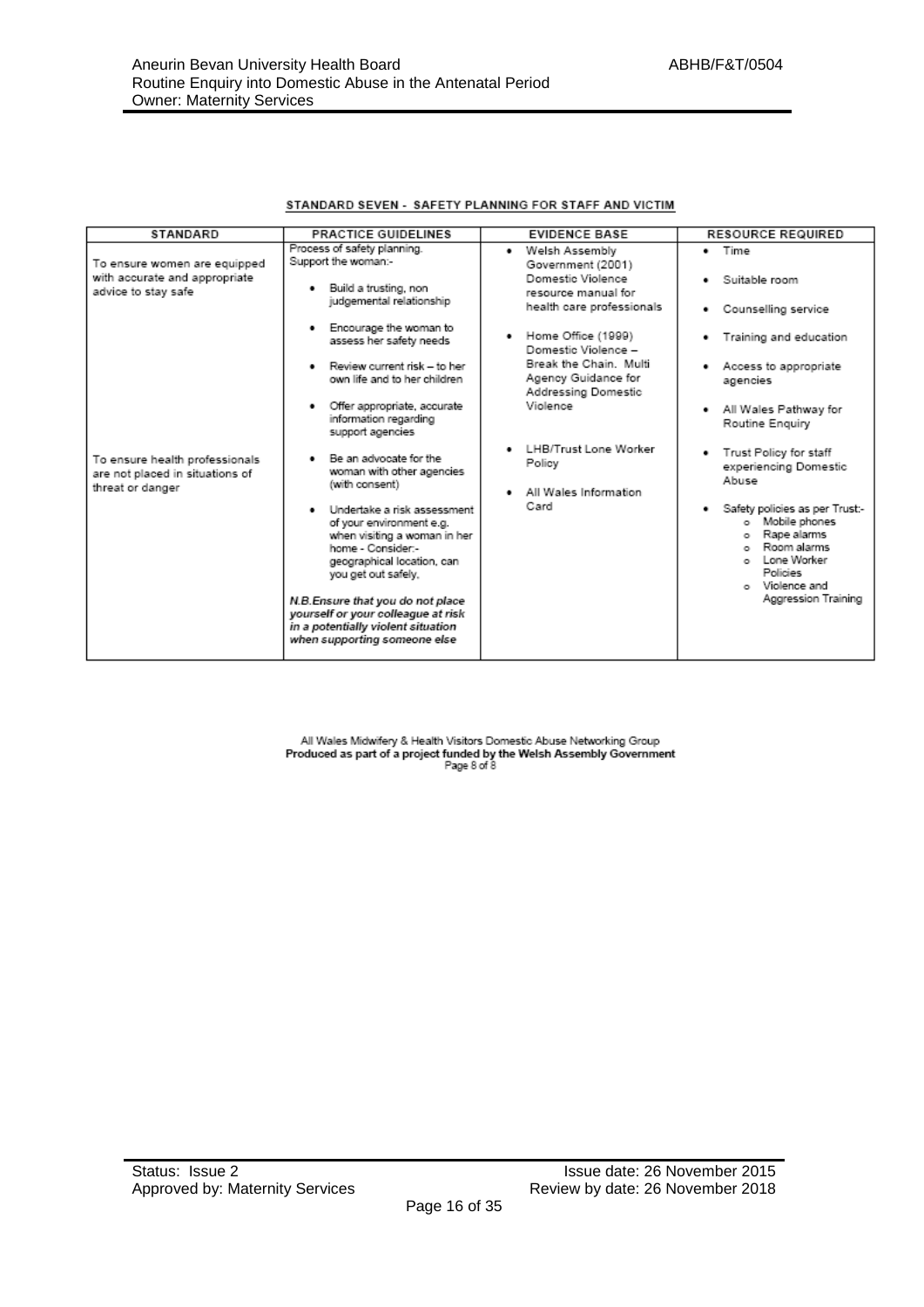**STANDARD SEVEN - SAFETY PLANNING FOR STAFF AND VICTIM**

| STANDARD | PRACTICE GUIDELINES | EVIDENCE BASE | RESOURCE REQUIRED |
|---|---|---|---|
| To ensure women are equipped with accurate and appropriate advice to stay safe<br><br>To ensure health professionals are not placed in situations of threat or danger | Process of safety planning.<br>Support the woman:-<br>• Build a trusting, non judgemental relationship<br>• Encourage the woman to assess her safety needs<br>• Review current risk – to her own life and to her children<br>• Offer appropriate, accurate information regarding support agencies<br>• Be an advocate for the woman with other agencies (with consent)<br>• Undertake a risk assessment of your environment e.g. when visiting a woman in her home - Consider:- geographical location, can you get out safely,<br><br>*N.B. Ensure that you do not place yourself or your colleague at risk in a potentially violent situation when supporting someone else* | • Welsh Assembly Government (2001) Domestic Violence resource manual for health care professionals<br>• Home Office (1999) Domestic Violence – Break the Chain. Multi Agency Guidance for Addressing Domestic Violence<br>• LHB/Trust Lone Worker Policy<br>• All Wales Information Card | • Time<br>• Suitable room<br>• Counselling service<br>• Training and education<br>• Access to appropriate agencies<br>• All Wales Pathway for Routine Enquiry<br>• Trust Policy for staff experiencing Domestic Abuse<br>• Safety policies as per Trust:-<br>&nbsp;&nbsp;o Mobile phones<br>&nbsp;&nbsp;o Rape alarms<br>&nbsp;&nbsp;o Room alarms<br>&nbsp;&nbsp;o Lone Worker Policies<br>&nbsp;&nbsp;o Violence and Aggression Training |

All Wales Midwifery & Health Visitors Domestic Abuse Networking Group
**Produced as part of a project funded by the Welsh Assembly Government**
Page 8 of 8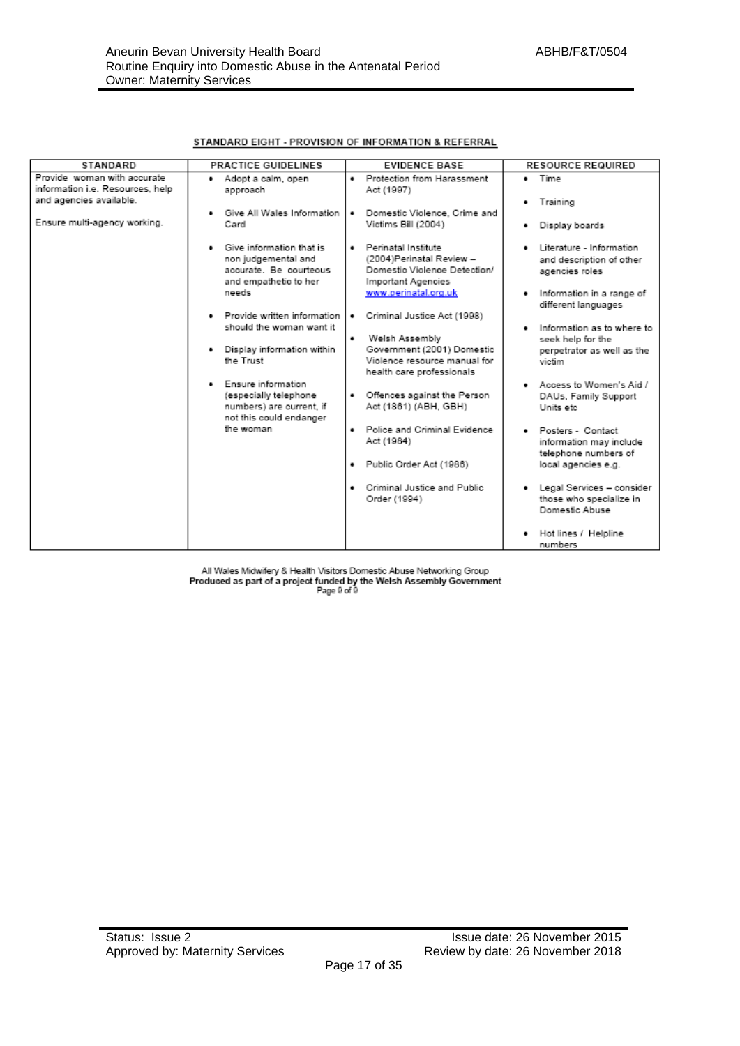## STANDARD EIGHT - PROVISION OF INFORMATION & REFERRAL

| STANDARD | PRACTICE GUIDELINES | EVIDENCE BASE | RESOURCE REQUIRED |
|---|---|---|---|
| Provide woman with accurate information i.e. Resources, help and agencies available.<br><br>Ensure multi-agency working. | • Adopt a calm, open approach<br><br>• Give All Wales Information Card<br><br>• Give information that is non judgemental and accurate. Be courteous and empathetic to her needs<br><br>• Provide written information should the woman want it<br><br>• Display information within the Trust<br><br>• Ensure information (especially telephone numbers) are current, if not this could endanger the woman | • Protection from Harassment Act (1997)<br><br>• Domestic Violence, Crime and Victims Bill (2004)<br><br>• Perinatal Institute (2004)Perinatal Review – Domestic Violence Detection/ Important Agencies www.perinatal.org.uk<br><br>• Criminal Justice Act (1998)<br><br>• Welsh Assembly Government (2001) Domestic Violence resource manual for health care professionals<br><br>• Offences against the Person Act (1861) (ABH, GBH)<br><br>• Police and Criminal Evidence Act (1984)<br><br>• Public Order Act (1986)<br><br>• Criminal Justice and Public Order (1994) | • Time<br><br>• Training<br><br>• Display boards<br><br>• Literature - Information and description of other agencies roles<br><br>• Information in a range of different languages<br><br>• Information as to where to seek help for the perpetrator as well as the victim<br><br>• Access to Women's Aid / DAUs, Family Support Units etc<br><br>• Posters - Contact information may include telephone numbers of local agencies e.g.<br><br>• Legal Services – consider those who specialize in Domestic Abuse<br><br>• Hot lines / Helpline numbers |

All Wales Midwifery & Health Visitors Domestic Abuse Networking Group
**Produced as part of a project funded by the Welsh Assembly Government**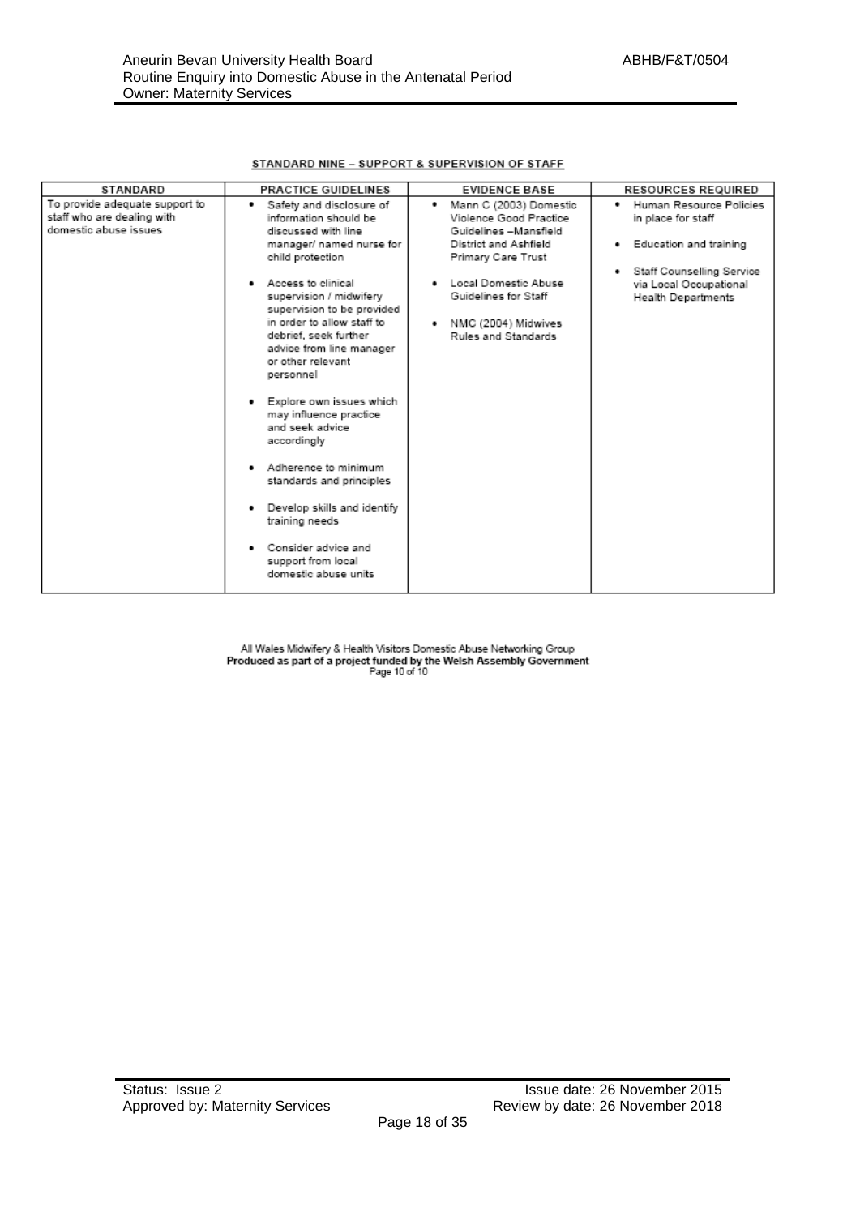**STANDARD NINE – SUPPORT & SUPERVISION OF STAFF**

| STANDARD | PRACTICE GUIDELINES | EVIDENCE BASE | RESOURCES REQUIRED |
|---|---|---|---|
| To provide adequate support to staff who are dealing with domestic abuse issues | • Safety and disclosure of information should be discussed with line manager/ named nurse for child protection<br><br>• Access to clinical supervision / midwifery supervision to be provided in order to allow staff to debrief, seek further advice from line manager or other relevant personnel<br><br>• Explore own issues which may influence practice and seek advice accordingly<br><br>• Adherence to minimum standards and principles<br><br>• Develop skills and identify training needs<br><br>• Consider advice and support from local domestic abuse units | • Mann C (2003) Domestic Violence Good Practice Guidelines –Mansfield District and Ashfield Primary Care Trust<br><br>• Local Domestic Abuse Guidelines for Staff<br><br>• NMC (2004) Midwives Rules and Standards | • Human Resource Policies in place for staff<br><br>• Education and training<br><br>• Staff Counselling Service via Local Occupational Health Departments |

All Wales Midwifery & Health Visitors Domestic Abuse Networking Group
**Produced as part of a project funded by the Welsh Assembly Government**
Page 10 of 10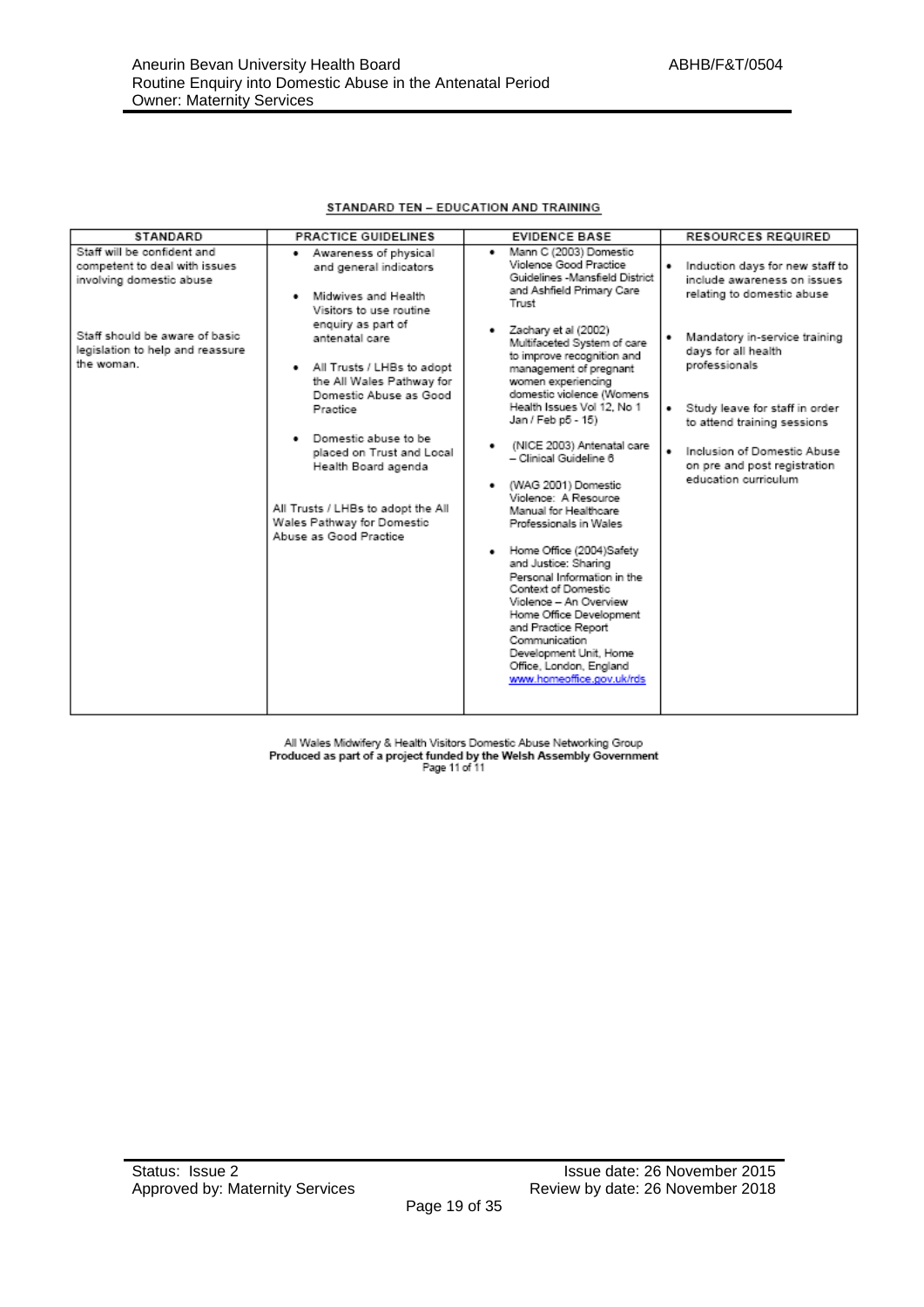## STANDARD TEN – EDUCATION AND TRAINING

| STANDARD | PRACTICE GUIDELINES | EVIDENCE BASE | RESOURCES REQUIRED |
|---|---|---|---|
| Staff will be confident and competent to deal with issues involving domestic abuse<br><br>Staff should be aware of basic legislation to help and reassure the woman. | • Awareness of physical and general indicators<br><br>• Midwives and Health Visitors to use routine enquiry as part of antenatal care<br><br>• All Trusts / LHBs to adopt the All Wales Pathway for Domestic Abuse as Good Practice<br><br>• Domestic abuse to be placed on Trust and Local Health Board agenda<br><br>All Trusts / LHBs to adopt the All Wales Pathway for Domestic Abuse as Good Practice | • Mann C (2003) Domestic Violence Good Practice Guidelines -Mansfield District and Ashfield Primary Care Trust<br><br>• Zachary et al (2002) Multifaceted System of care to improve recognition and management of pregnant women experiencing domestic violence (Womens Health Issues Vol 12, No 1 Jan / Feb p5 - 15)<br><br>• (NICE 2003) Antenatal care – Clinical Guideline 6<br><br>• (WAG 2001) Domestic Violence: A Resource Manual for Healthcare Professionals in Wales<br><br>• Home Office (2004)Safety and Justice: Sharing Personal Information in the Context of Domestic Violence – An Overview Home Office Development and Practice Report Communication Development Unit, Home Office, London, England www.homeoffice.gov.uk/rds | • Induction days for new staff to include awareness on issues relating to domestic abuse<br><br>• Mandatory in-service training days for all health professionals<br><br>• Study leave for staff in order to attend training sessions<br><br>• Inclusion of Domestic Abuse on pre and post registration education curriculum |

All Wales Midwifery & Health Visitors Domestic Abuse Networking Group
**Produced as part of a project funded by the Welsh Assembly Government**
Page 11 of 11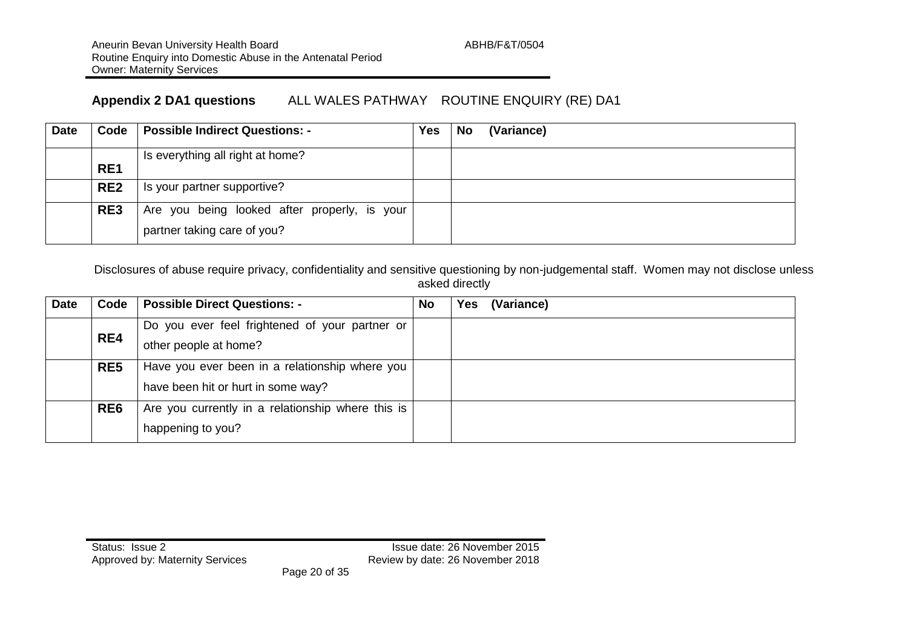## Appendix 2 DA1 questions ALL WALES PATHWAY ROUTINE ENQUIRY (RE) DA1

| Date | Code | Possible Indirect Questions: - | Yes | No (Variance) |
|---|---|---|---|---|
| | RE1 | Is everything all right at home? | | |
| | RE2 | Is your partner supportive? | | |
| | RE3 | Are you being looked after properly, is your partner taking care of you? | | |

Disclosures of abuse require privacy, confidentiality and sensitive questioning by non-judgemental staff. Women may not disclose unless asked directly

| Date | Code | Possible Direct Questions: - | No | Yes (Variance) |
|---|---|---|---|---|
| | RE4 | Do you ever feel frightened of your partner or other people at home? | | |
| | RE5 | Have you ever been in a relationship where you have been hit or hurt in some way? | | |
| | RE6 | Are you currently in a relationship where this is happening to you? | | |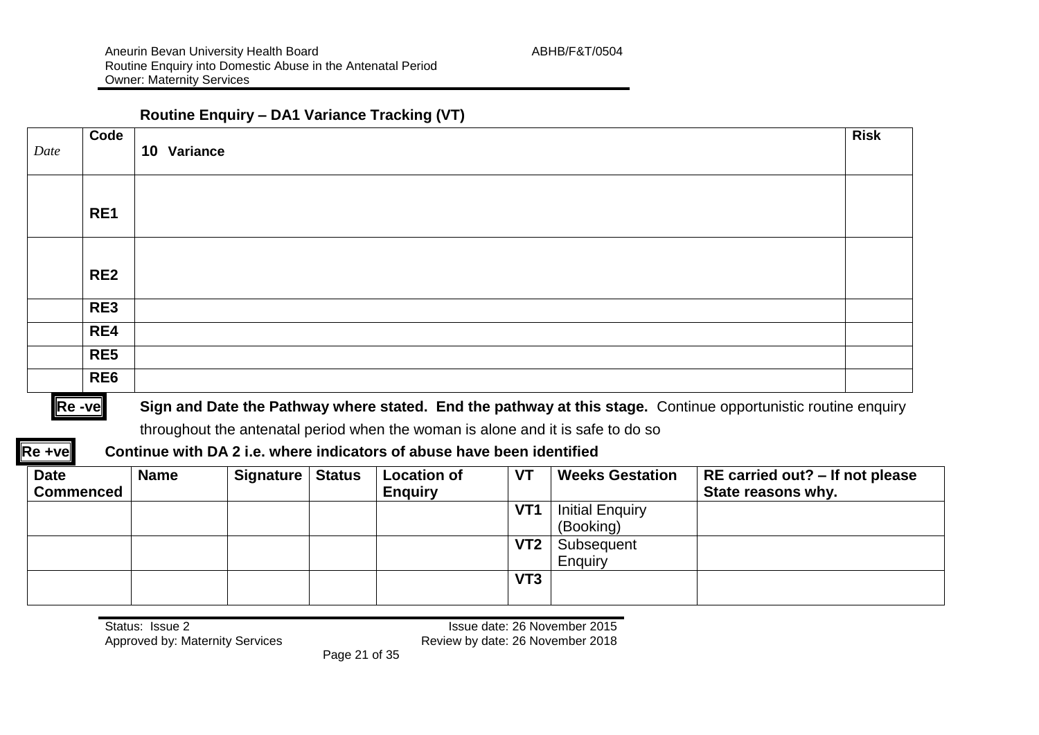### Routine Enquiry – DA1 Variance Tracking (VT)

| *Date* | Code | 10 Variance | Risk |
|---|---|---|---|
| | RE1 | | |
| | RE2 | | |
| | RE3 | | |
| | RE4 | | |
| | RE5 | | |
| | RE6 | | |

**Re -ve** **Sign and Date the Pathway where stated. End the pathway at this stage.** Continue opportunistic routine enquiry throughout the antenatal period when the woman is alone and it is safe to do so

**Re +ve** **Continue with DA 2 i.e. where indicators of abuse have been identified**

| Date Commenced | Name | Signature | Status | Location of Enquiry | VT | Weeks Gestation | RE carried out? – If not please State reasons why. |
|---|---|---|---|---|---|---|---|
| | | | | | VT1 | Initial Enquiry (Booking) | |
| | | | | | VT2 | Subsequent Enquiry | |
| | | | | | VT3 | | |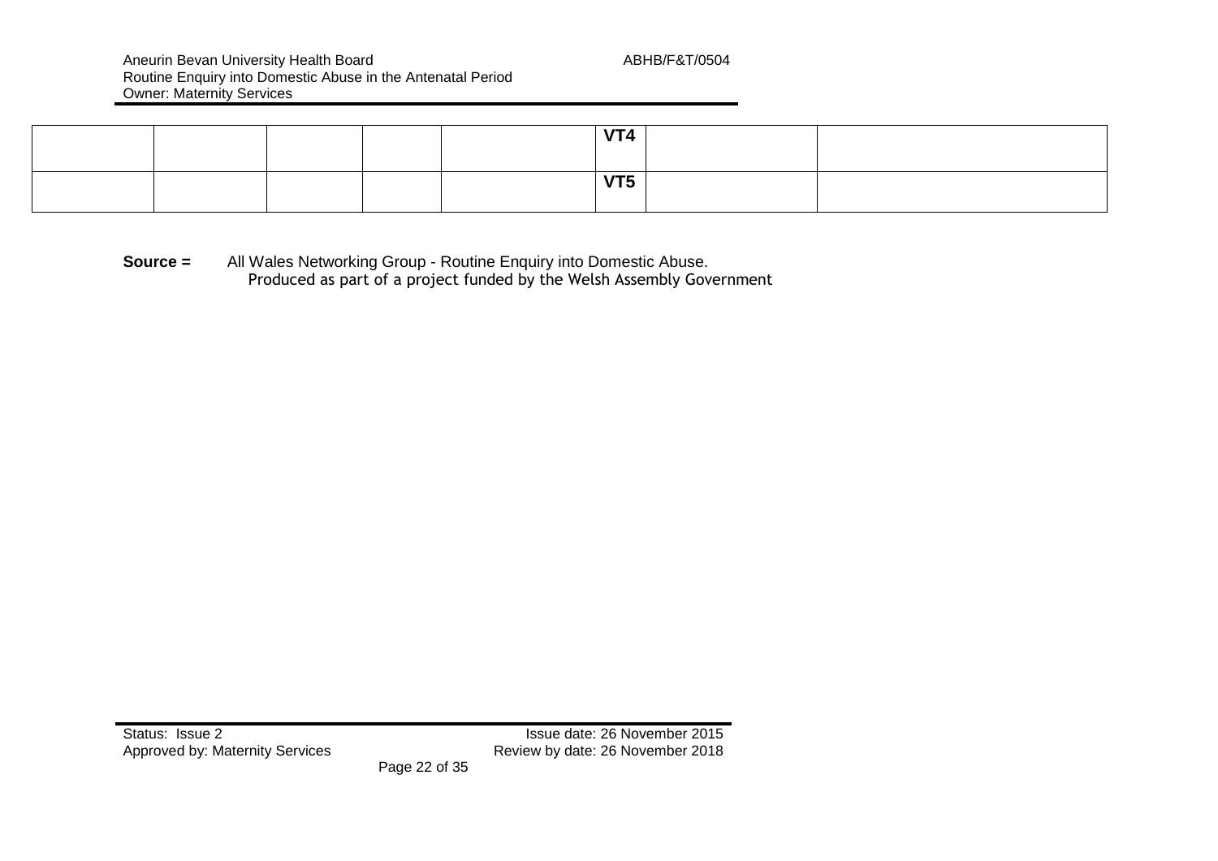| | | | | | | | |
|---|---|---|---|---|---|---|---|
| | | | | | **VT4** | | |
| | | | | | **VT5** | | |

**Source =** All Wales Networking Group - Routine Enquiry into Domestic Abuse. Produced as part of a project funded by the Welsh Assembly Government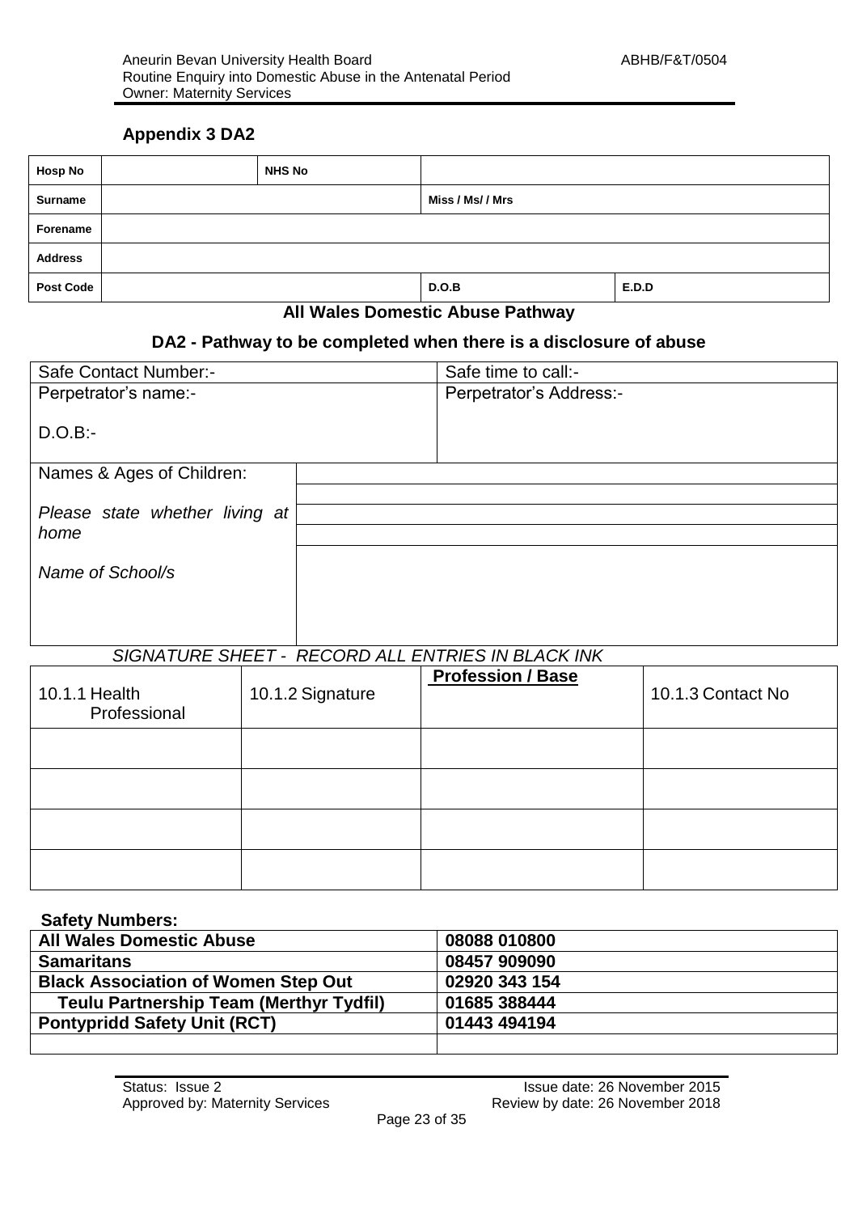## Appendix 3 DA2

| Hosp No | | NHS No | | |
|---|---|---|---|---|
| Surname | | | Miss / Ms/ / Mrs | |
| Forename | | | | |
| Address | | | | |
| Post Code | | | D.O.B | E.D.D |

### All Wales Domestic Abuse Pathway

### DA2 - Pathway to be completed when there is a disclosure of abuse

| Safe Contact Number:- | | Safe time to call:- |
|---|---|---|
| Perpetrator's name:-<br><br>D.O.B:- | | Perpetrator's Address:- |
| Names & Ages of Children:<br><br>*Please state whether living at home*<br><br>*Name of School/s* | | |

*SIGNATURE SHEET - RECORD ALL ENTRIES IN BLACK INK*

| 10.1.1 Health Professional | 10.1.2 Signature | **Profession / Base** | 10.1.3 Contact No |
|---|---|---|---|
| | | | |
| | | | |
| | | | |
| | | | |

**Safety Numbers:**

| | |
|---|---|
| **All Wales Domestic Abuse** | **08088 010800** |
| **Samaritans** | **08457 909090** |
| **Black Association of Women Step Out** | **02920 343 154** |
| **Teulu Partnership Team (Merthyr Tydfil)** | **01685 388444** |
| **Pontypridd Safety Unit (RCT)** | **01443 494194** |
| | |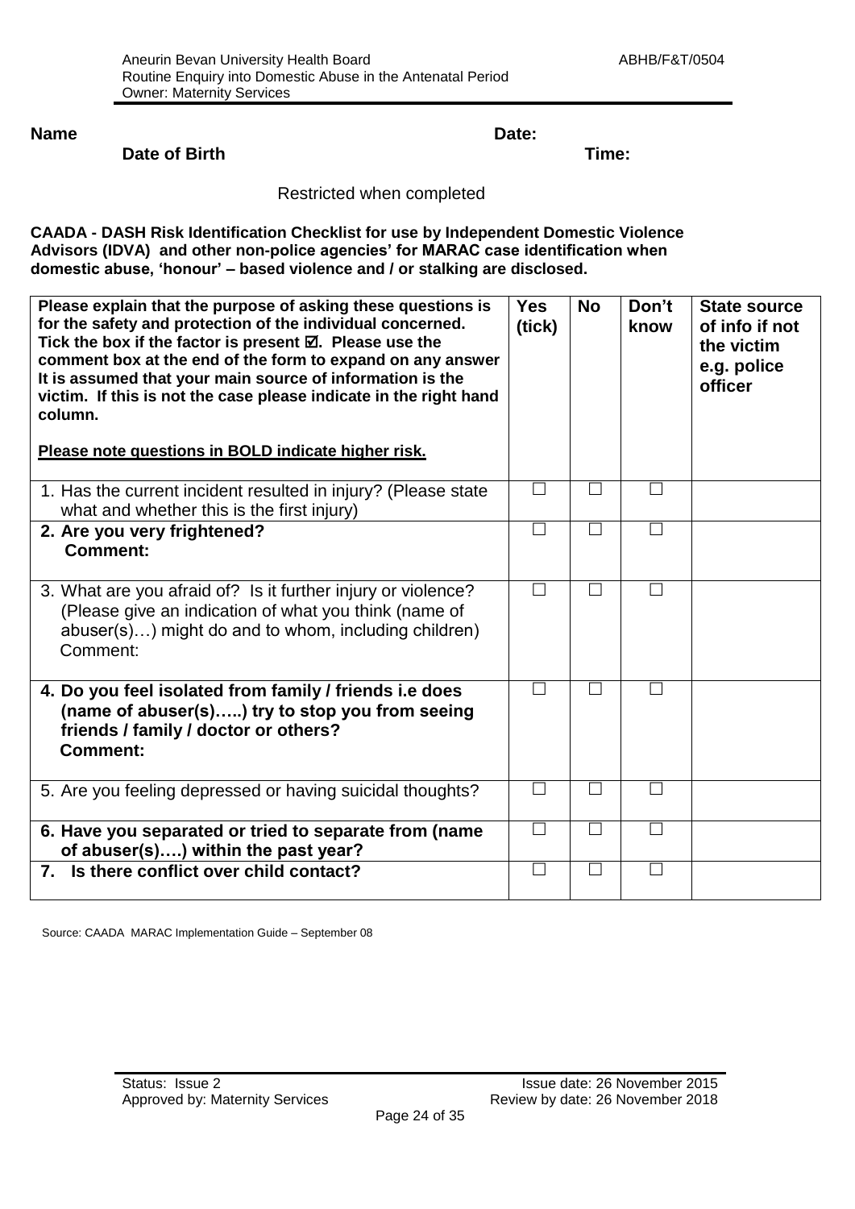**Name** **Date:**

**Date of Birth** **Time:**

Restricted when completed

**CAADA - DASH Risk Identification Checklist for use by Independent Domestic Violence Advisors (IDVA) and other non-police agencies' for MARAC case identification when domestic abuse, 'honour' – based violence and / or stalking are disclosed.**

| **Please explain that the purpose of asking these questions is for the safety and protection of the individual concerned. Tick the box if the factor is present ☑. Please use the comment box at the end of the form to expand on any answer It is assumed that your main source of information is the victim. If this is not the case please indicate in the right hand column.**<br><br>**Please note questions in BOLD indicate higher risk.** | **Yes (tick)** | **No** | **Don't know** | **State source of info if not the victim e.g. police officer** |
|---|---|---|---|---|
| 1. Has the current incident resulted in injury? (Please state what and whether this is the first injury) | ☐ | ☐ | ☐ | |
| **2. Are you very frightened?**<br>**Comment:** | ☐ | ☐ | ☐ | |
| 3. What are you afraid of? Is it further injury or violence? (Please give an indication of what you think (name of abuser(s)…) might do and to whom, including children)<br>Comment: | ☐ | ☐ | ☐ | |
| **4. Do you feel isolated from family / friends i.e does (name of abuser(s)…..) try to stop you from seeing friends / family / doctor or others?**<br>**Comment:** | ☐ | ☐ | ☐ | |
| 5. Are you feeling depressed or having suicidal thoughts? | ☐ | ☐ | ☐ | |
| **6. Have you separated or tried to separate from (name of abuser(s)….) within the past year?** | ☐ | ☐ | ☐ | |
| **7. Is there conflict over child contact?** | ☐ | ☐ | ☐ | |

Source: CAADA MARAC Implementation Guide – September 08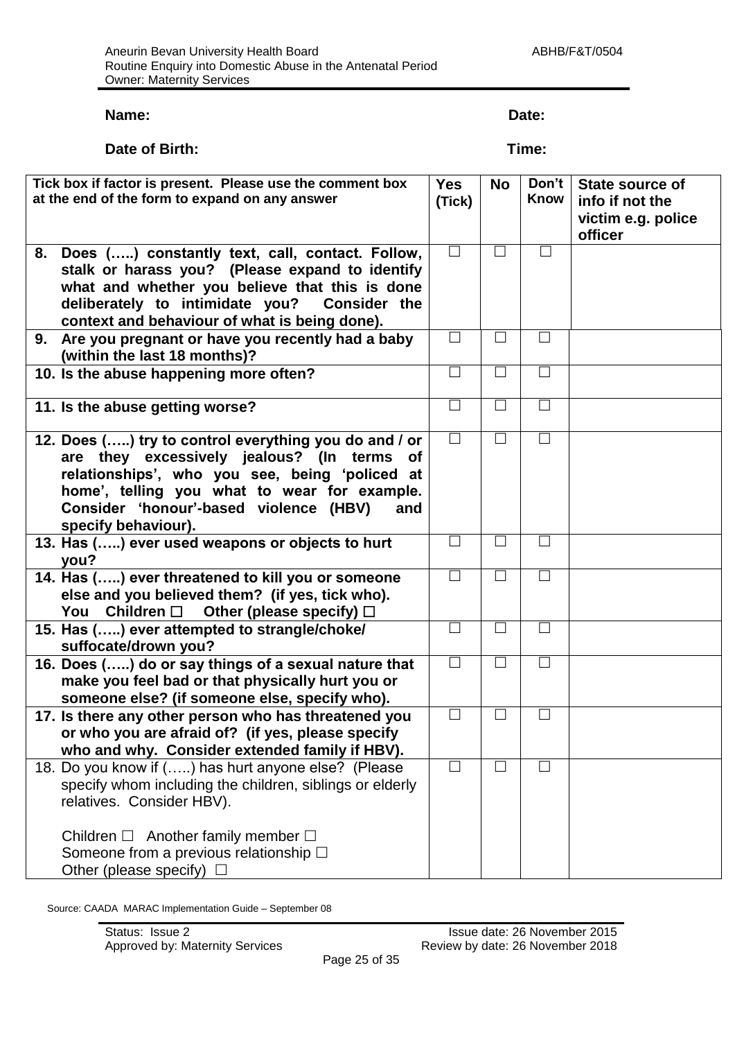**Name:** **Date:**

**Date of Birth:** **Time:**

| **Tick box if factor is present. Please use the comment box at the end of the form to expand on any answer** | **Yes (Tick)** | **No** | **Don't Know** | **State source of info if not the victim e.g. police officer** |
|---|---|---|---|---|
| **8. Does (…..) constantly text, call, contact. Follow, stalk or harass you? (Please expand to identify what and whether you believe that this is done deliberately to intimidate you? Consider the context and behaviour of what is being done).** | ☐ | ☐ | ☐ | |
| **9. Are you pregnant or have you recently had a baby (within the last 18 months)?** | ☐ | ☐ | ☐ | |
| **10. Is the abuse happening more often?** | ☐ | ☐ | ☐ | |
| **11. Is the abuse getting worse?** | ☐ | ☐ | ☐ | |
| **12. Does (…..) try to control everything you do and / or are they excessively jealous? (In terms of relationships', who you see, being 'policed at home', telling you what to wear for example. Consider 'honour'-based violence (HBV) and specify behaviour).** | ☐ | ☐ | ☐ | |
| **13. Has (…..) ever used weapons or objects to hurt you?** | ☐ | ☐ | ☐ | |
| **14. Has (…..) ever threatened to kill you or someone else and you believed them? (if yes, tick who). You Children ☐ Other (please specify) ☐** | ☐ | ☐ | ☐ | |
| **15. Has (…..) ever attempted to strangle/choke/ suffocate/drown you?** | ☐ | ☐ | ☐ | |
| **16. Does (…..) do or say things of a sexual nature that make you feel bad or that physically hurt you or someone else? (if someone else, specify who).** | ☐ | ☐ | ☐ | |
| **17. Is there any other person who has threatened you or who you are afraid of? (if yes, please specify who and why. Consider extended family if HBV).** | ☐ | ☐ | ☐ | |
| 18. Do you know if (…..) has hurt anyone else? (Please specify whom including the children, siblings or elderly relatives. Consider HBV).<br><br>Children ☐ Another family member ☐<br>Someone from a previous relationship ☐<br>Other (please specify) ☐ | ☐ | ☐ | ☐ | |

Source: CAADA MARAC Implementation Guide – September 08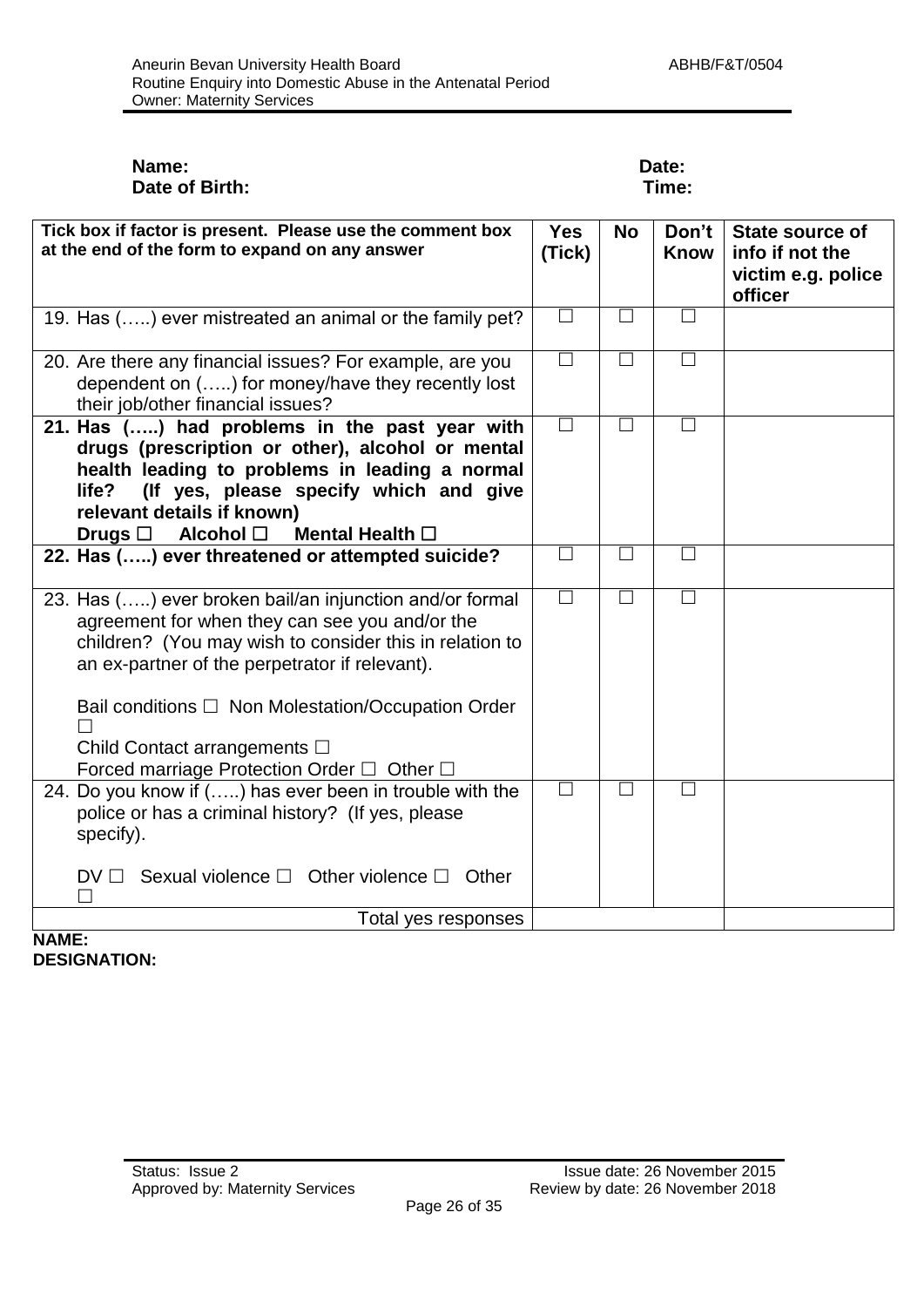**Name:** **Date:**
**Date of Birth:** **Time:**

| **Tick box if factor is present. Please use the comment box at the end of the form to expand on any answer** | **Yes (Tick)** | **No** | **Don't Know** | **State source of info if not the victim e.g. police officer** |
|---|---|---|---|---|
| 19. Has (…..) ever mistreated an animal or the family pet? | ☐ | ☐ | ☐ | |
| 20. Are there any financial issues? For example, are you dependent on (…..) for money/have they recently lost their job/other financial issues? | ☐ | ☐ | ☐ | |
| **21. Has (…..) had problems in the past year with drugs (prescription or other), alcohol or mental health leading to problems in leading a normal life? (If yes, please specify which and give relevant details if known)** **Drugs ☐ Alcohol ☐ Mental Health ☐** | ☐ | ☐ | ☐ | |
| **22. Has (…..) ever threatened or attempted suicide?** | ☐ | ☐ | ☐ | |
| 23. Has (…..) ever broken bail/an injunction and/or formal agreement for when they can see you and/or the children? (You may wish to consider this in relation to an ex-partner of the perpetrator if relevant). Bail conditions ☐ Non Molestation/Occupation Order ☐ Child Contact arrangements ☐ Forced marriage Protection Order ☐ Other ☐ | ☐ | ☐ | ☐ | |
| 24. Do you know if (…..) has ever been in trouble with the police or has a criminal history? (If yes, please specify). DV ☐ Sexual violence ☐ Other violence ☐ Other ☐ | ☐ | ☐ | ☐ | |
| Total yes responses | | | | |

**NAME:**
**DESIGNATION:**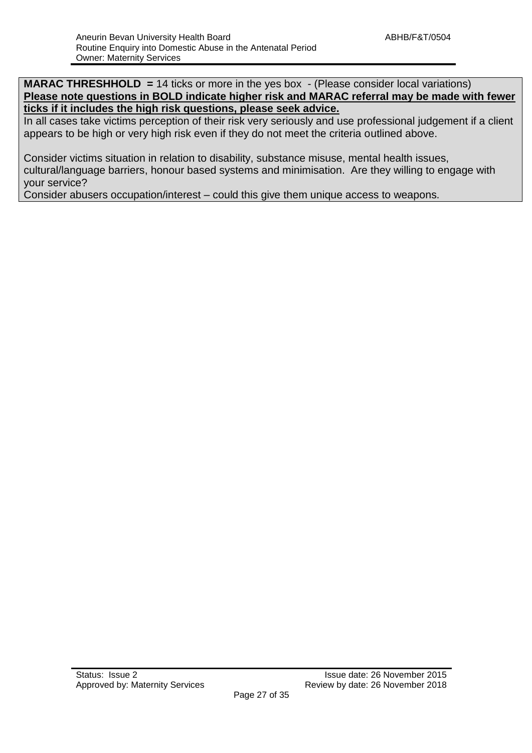**MARAC THRESHHOLD =** 14 ticks or more in the yes box - (Please consider local variations)
**<u>Please note questions in BOLD indicate higher risk and MARAC referral may be made with fewer ticks if it includes the high risk questions, please seek advice.</u>**
In all cases take victims perception of their risk very seriously and use professional judgement if a client appears to be high or very high risk even if they do not meet the criteria outlined above.

Consider victims situation in relation to disability, substance misuse, mental health issues, cultural/language barriers, honour based systems and minimisation. Are they willing to engage with your service?
Consider abusers occupation/interest – could this give them unique access to weapons.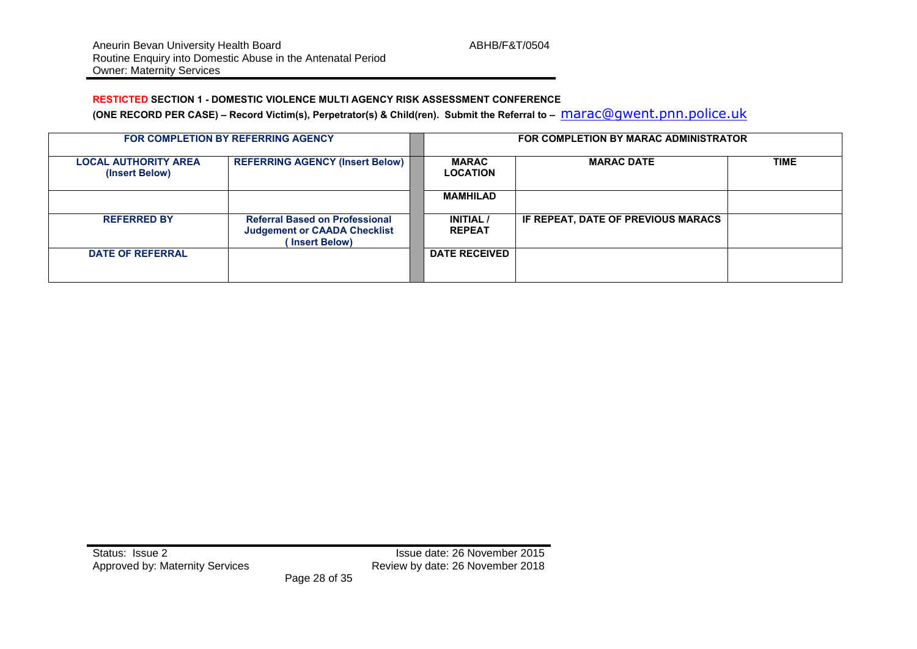**<span style="color:red">RESTICTED</span> SECTION 1 - DOMESTIC VIOLENCE MULTI AGENCY RISK ASSESSMENT CONFERENCE**

**(ONE RECORD PER CASE) – Record Victim(s), Perpetrator(s) & Child(ren). Submit the Referral to –** marac@gwent.pnn.police.uk

| FOR COMPLETION BY REFERRING AGENCY | | | FOR COMPLETION BY MARAC ADMINISTRATOR | | |
|---|---|---|---|---|---|
| **LOCAL AUTHORITY AREA (Insert Below)** | **REFERRING AGENCY (Insert Below)** | | **MARAC LOCATION** | **MARAC DATE** | **TIME** |
| | | | **MAMHILAD** | | |
| **REFERRED BY** | **Referral Based on Professional Judgement or CAADA Checklist ( Insert Below)** | | **INITIAL / REPEAT** | **IF REPEAT, DATE OF PREVIOUS MARACS** | |
| **DATE OF REFERRAL** | | | **DATE RECEIVED** | | |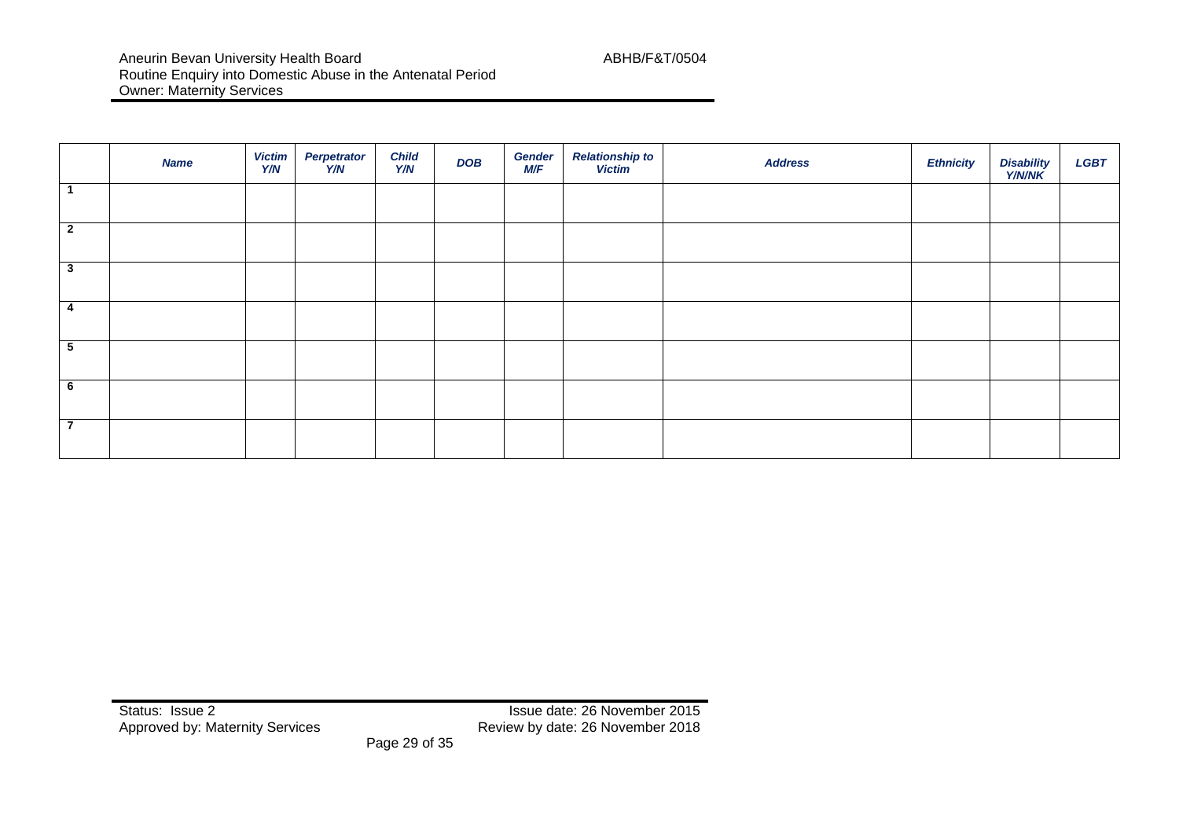| | ***Name*** | ***Victim Y/N*** | ***Perpetrator Y/N*** | ***Child Y/N*** | ***DOB*** | ***Gender M/F*** | ***Relationship to Victim*** | ***Address*** | ***Ethnicity*** | ***Disability Y/N/NK*** | ***LGBT*** |
|---|---|---|---|---|---|---|---|---|---|---|---|
| **1** | | | | | | | | | | | |
| **2** | | | | | | | | | | | |
| **3** | | | | | | | | | | | |
| **4** | | | | | | | | | | | |
| **5** | | | | | | | | | | | |
| **6** | | | | | | | | | | | |
| **7** | | | | | | | | | | | |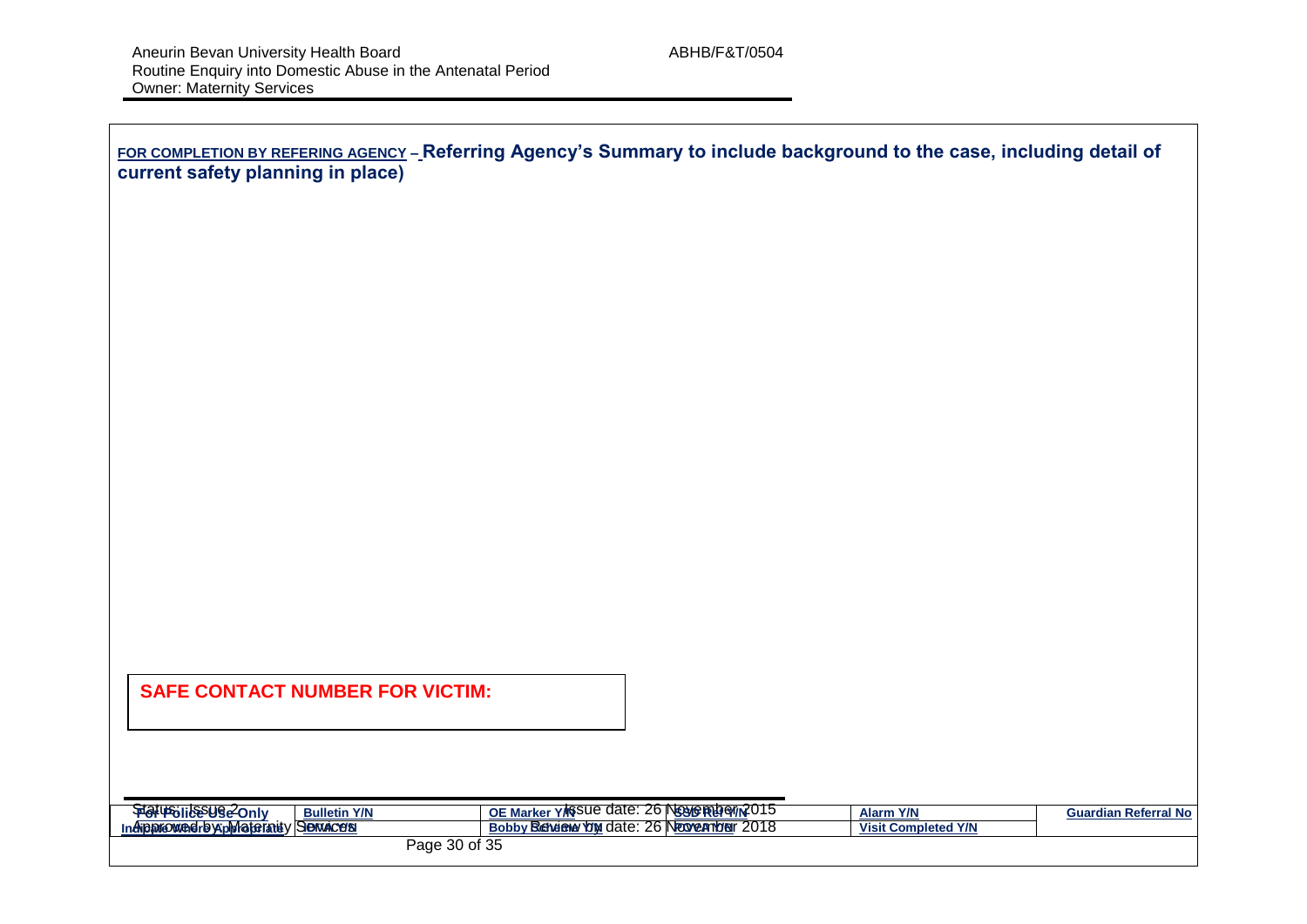**FOR COMPLETION BY REFERING AGENCY – Referring Agency's Summary to include background to the case, including detail of current safety planning in place)**

**SAFE CONTACT NUMBER FOR VICTIM:**

| For Police Use Only | Bulletin Y/N | OE Marker Y/N | SSD Ref Y/N | Alarm Y/N | Guardian Referral No |
|---|---|---|---|---|---|
| Include Where Appropriate | IDVA Y/N | Bobby Scheme Y/N | CYP/VPA Y/N | Visit Completed Y/N | |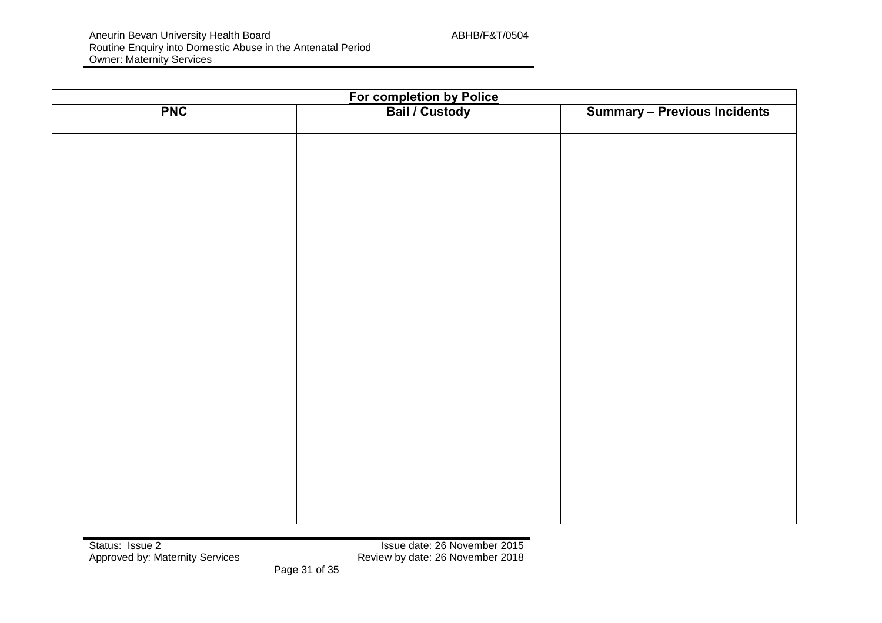| For completion by Police | | |
|---|---|---|
| **PNC** | **Bail / Custody** | **Summary – Previous Incidents** |
| | | |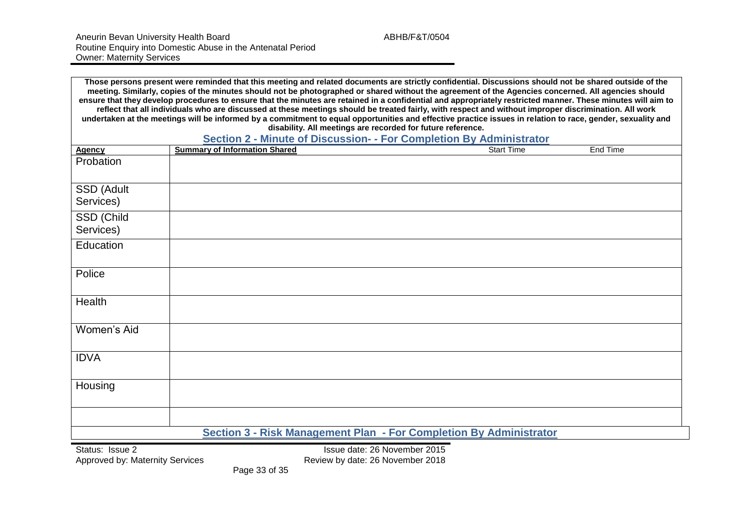**Those persons present were reminded that this meeting and related documents are strictly confidential. Discussions should not be shared outside of the meeting. Similarly, copies of the minutes should not be photographed or shared without the agreement of the Agencies concerned. All agencies should ensure that they develop procedures to ensure that the minutes are retained in a confidential and appropriately restricted manner. These minutes will aim to reflect that all individuals who are discussed at these meetings should be treated fairly, with respect and without improper discrimination. All work undertaken at the meetings will be informed by a commitment to equal opportunities and effective practice issues in relation to race, gender, sexuality and disability. All meetings are recorded for future reference.**

## Section 2 - Minute of Discussion- - For Completion By Administrator

| Agency | Summary of Information Shared | Start Time | End Time |
|---|---|---|---|
| Probation | | | |
| SSD (Adult Services) | | | |
| SSD (Child Services) | | | |
| Education | | | |
| Police | | | |
| Health | | | |
| Women's Aid | | | |
| IDVA | | | |
| Housing | | | |
| | | | |

## Section 3 - Risk Management Plan - For Completion By Administrator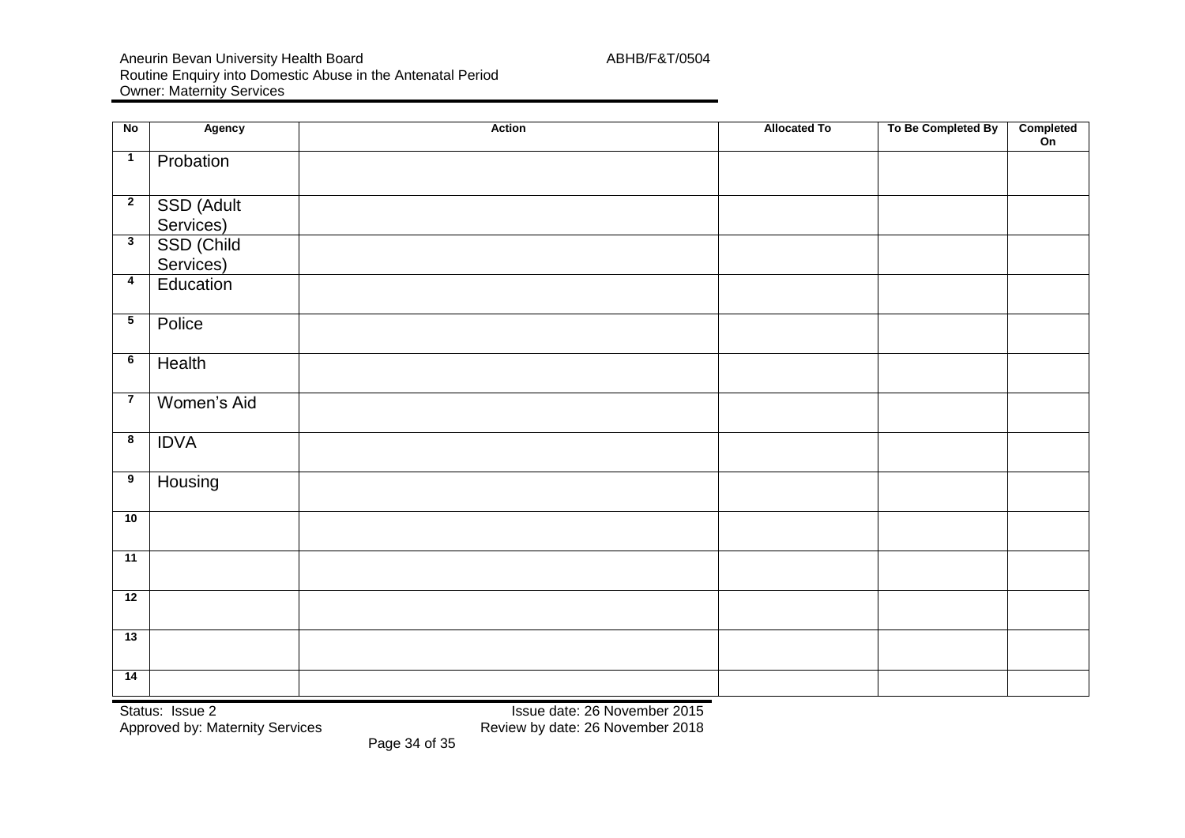| No | Agency | Action | Allocated To | To Be Completed By | Completed On |
|---|---|---|---|---|---|
| 1 | Probation | | | | |
| 2 | SSD (Adult Services) | | | | |
| 3 | SSD (Child Services) | | | | |
| 4 | Education | | | | |
| 5 | Police | | | | |
| 6 | Health | | | | |
| 7 | Women's Aid | | | | |
| 8 | IDVA | | | | |
| 9 | Housing | | | | |
| 10 | | | | | |
| 11 | | | | | |
| 12 | | | | | |
| 13 | | | | | |
| 14 | | | | | |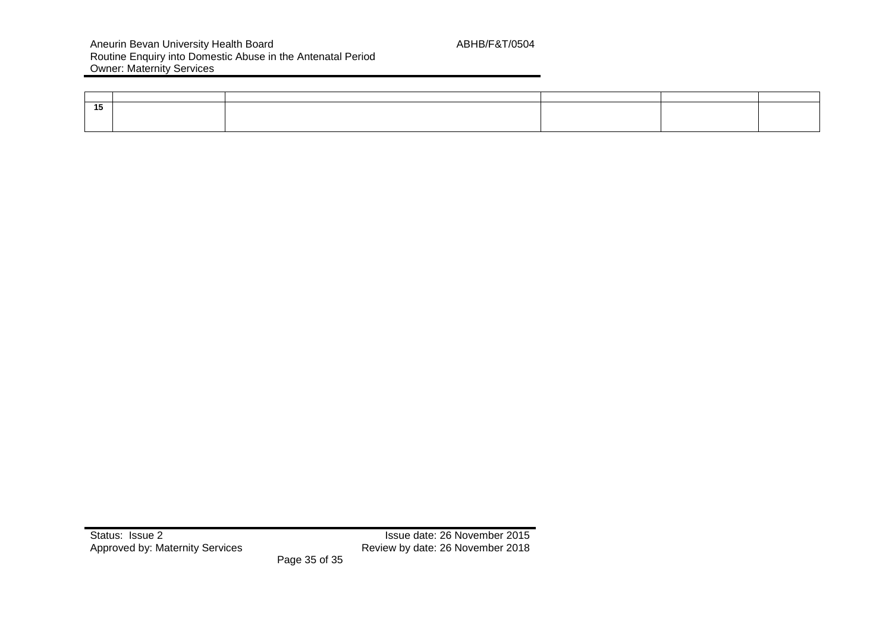| | | | | | |
|---|---|---|---|---|---|
| | | | | | |
| **15** | | | | | |